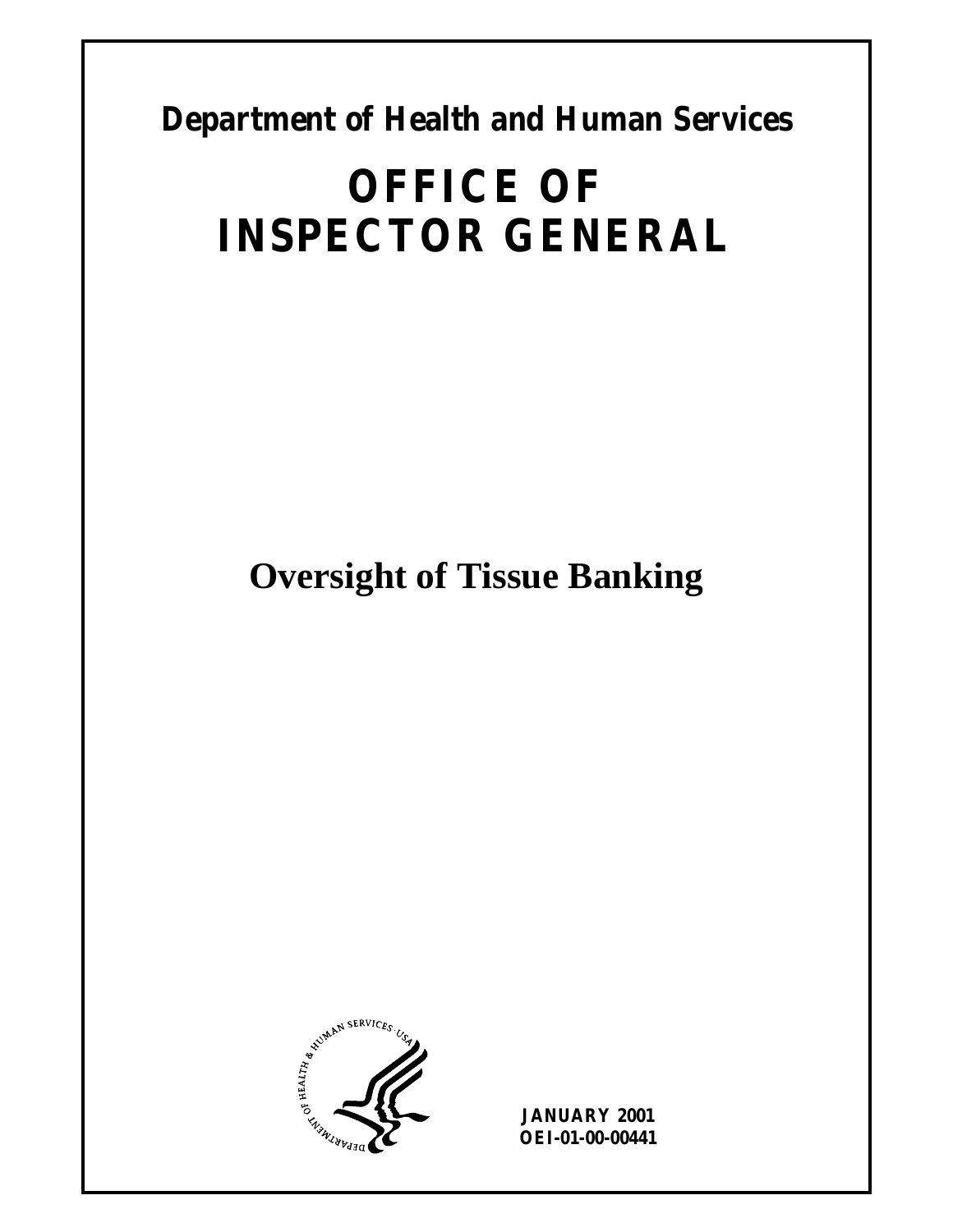**Department of Health and Human Services**

# OFFICE OF INSPECTOR GENERAL

# Oversight of Tissue Banking

**JANUARY 2001**
**OEI-01-00-00441**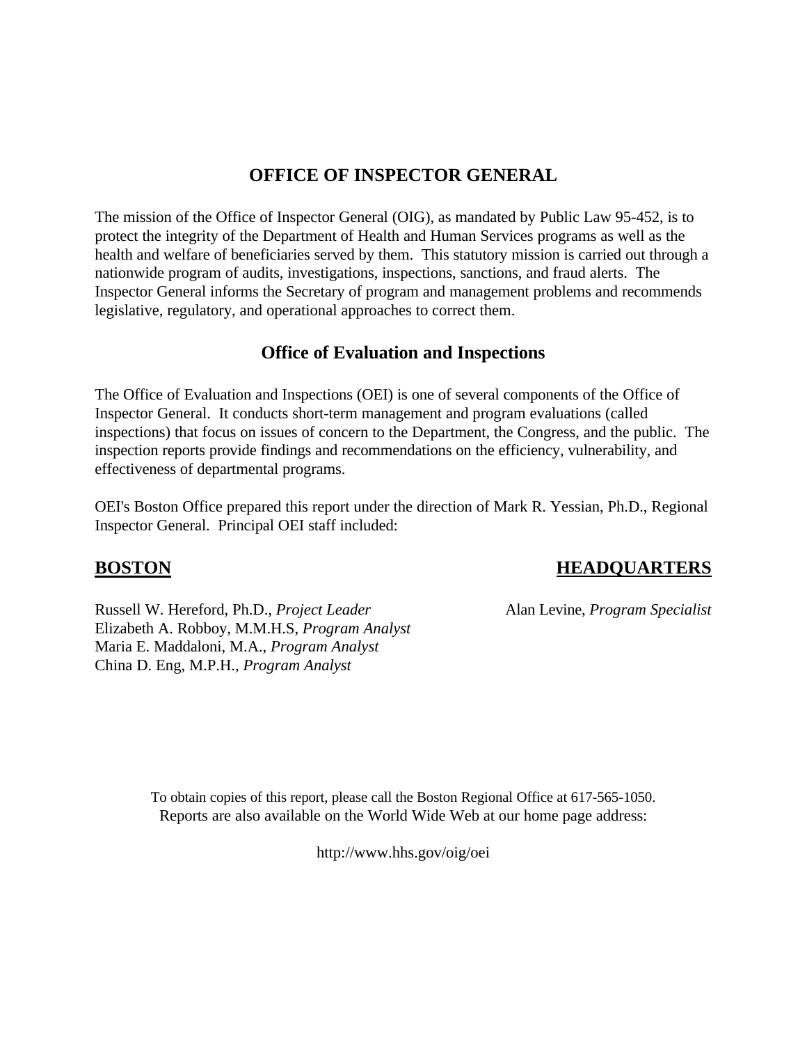# OFFICE OF INSPECTOR GENERAL

The mission of the Office of Inspector General (OIG), as mandated by Public Law 95-452, is to protect the integrity of the Department of Health and Human Services programs as well as the health and welfare of beneficiaries served by them. This statutory mission is carried out through a nationwide program of audits, investigations, inspections, sanctions, and fraud alerts. The Inspector General informs the Secretary of program and management problems and recommends legislative, regulatory, and operational approaches to correct them.

## Office of Evaluation and Inspections

The Office of Evaluation and Inspections (OEI) is one of several components of the Office of Inspector General. It conducts short-term management and program evaluations (called inspections) that focus on issues of concern to the Department, the Congress, and the public. The inspection reports provide findings and recommendations on the efficiency, vulnerability, and effectiveness of departmental programs.

OEI's Boston Office prepared this report under the direction of Mark R. Yessian, Ph.D., Regional Inspector General. Principal OEI staff included:

**BOSTON**

Russell W. Hereford, Ph.D., *Project Leader*
Elizabeth A. Robboy, M.M.H.S, *Program Analyst*
Maria E. Maddaloni, M.A., *Program Analyst*
China D. Eng, M.P.H., *Program Analyst*

**HEADQUARTERS**

Alan Levine, *Program Specialist*

To obtain copies of this report, please call the Boston Regional Office at 617-565-1050.
Reports are also available on the World Wide Web at our home page address:

http://www.hhs.gov/oig/oei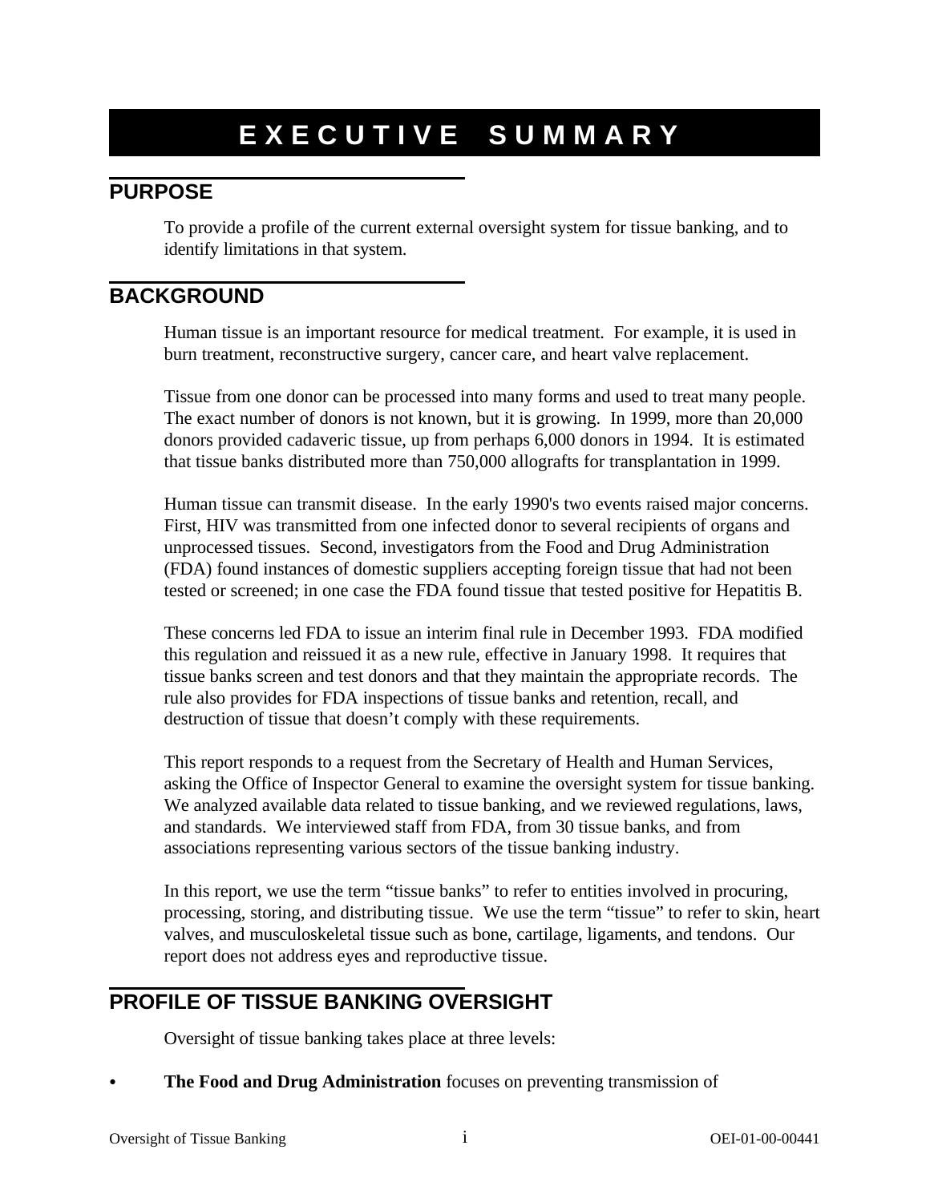# EXECUTIVE SUMMARY

## PURPOSE

To provide a profile of the current external oversight system for tissue banking, and to identify limitations in that system.

## BACKGROUND

Human tissue is an important resource for medical treatment. For example, it is used in burn treatment, reconstructive surgery, cancer care, and heart valve replacement.

Tissue from one donor can be processed into many forms and used to treat many people. The exact number of donors is not known, but it is growing. In 1999, more than 20,000 donors provided cadaveric tissue, up from perhaps 6,000 donors in 1994. It is estimated that tissue banks distributed more than 750,000 allografts for transplantation in 1999.

Human tissue can transmit disease. In the early 1990's two events raised major concerns. First, HIV was transmitted from one infected donor to several recipients of organs and unprocessed tissues. Second, investigators from the Food and Drug Administration (FDA) found instances of domestic suppliers accepting foreign tissue that had not been tested or screened; in one case the FDA found tissue that tested positive for Hepatitis B.

These concerns led FDA to issue an interim final rule in December 1993. FDA modified this regulation and reissued it as a new rule, effective in January 1998. It requires that tissue banks screen and test donors and that they maintain the appropriate records. The rule also provides for FDA inspections of tissue banks and retention, recall, and destruction of tissue that doesn't comply with these requirements.

This report responds to a request from the Secretary of Health and Human Services, asking the Office of Inspector General to examine the oversight system for tissue banking. We analyzed available data related to tissue banking, and we reviewed regulations, laws, and standards. We interviewed staff from FDA, from 30 tissue banks, and from associations representing various sectors of the tissue banking industry.

In this report, we use the term "tissue banks" to refer to entities involved in procuring, processing, storing, and distributing tissue. We use the term "tissue" to refer to skin, heart valves, and musculoskeletal tissue such as bone, cartilage, ligaments, and tendons. Our report does not address eyes and reproductive tissue.

## PROFILE OF TISSUE BANKING OVERSIGHT

Oversight of tissue banking takes place at three levels:

- **The Food and Drug Administration** focuses on preventing transmission of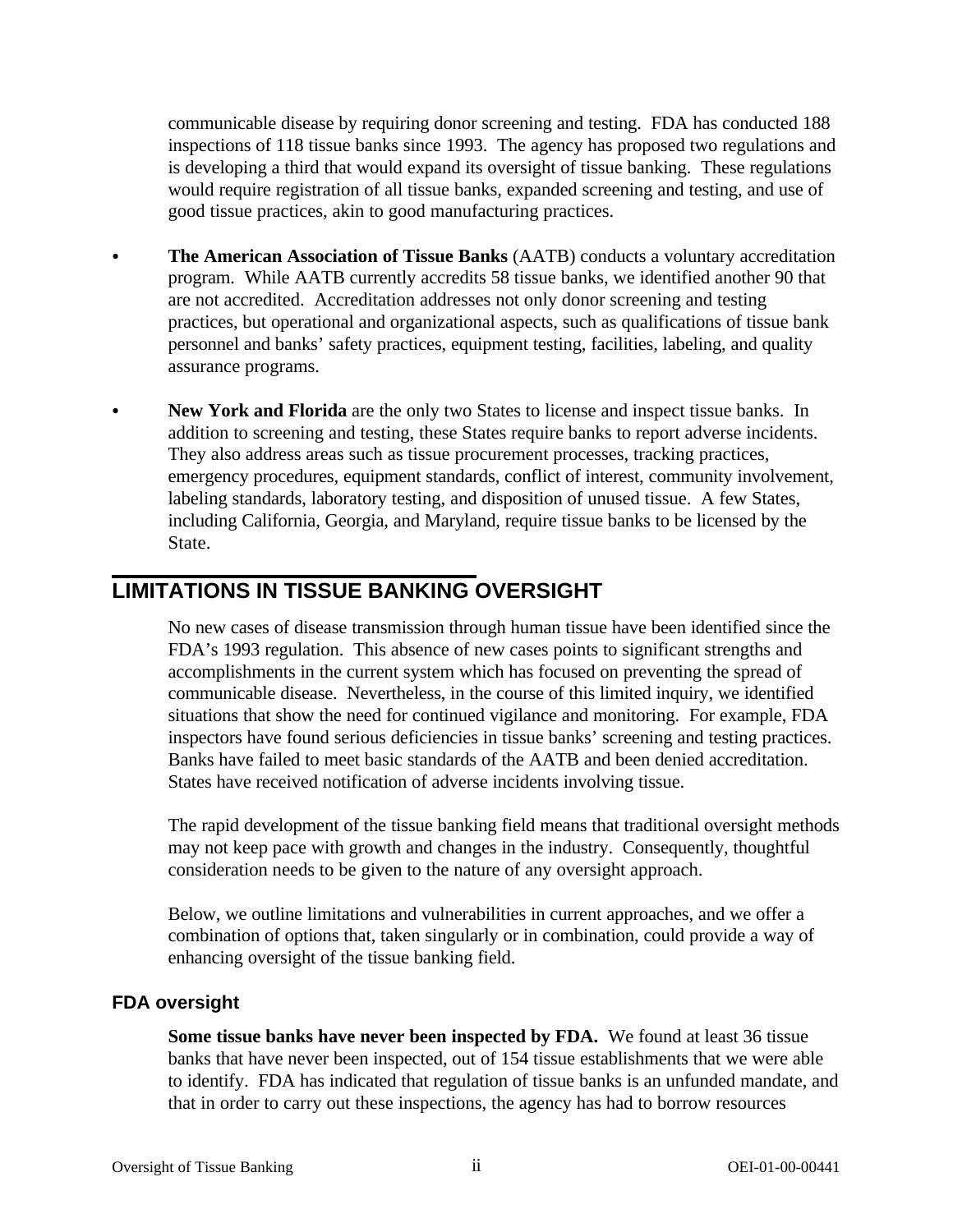communicable disease by requiring donor screening and testing. FDA has conducted 188 inspections of 118 tissue banks since 1993. The agency has proposed two regulations and is developing a third that would expand its oversight of tissue banking. These regulations would require registration of all tissue banks, expanded screening and testing, and use of good tissue practices, akin to good manufacturing practices.

- **The American Association of Tissue Banks** (AATB) conducts a voluntary accreditation program. While AATB currently accredits 58 tissue banks, we identified another 90 that are not accredited. Accreditation addresses not only donor screening and testing practices, but operational and organizational aspects, such as qualifications of tissue bank personnel and banks' safety practices, equipment testing, facilities, labeling, and quality assurance programs.

- **New York and Florida** are the only two States to license and inspect tissue banks. In addition to screening and testing, these States require banks to report adverse incidents. They also address areas such as tissue procurement processes, tracking practices, emergency procedures, equipment standards, conflict of interest, community involvement, labeling standards, laboratory testing, and disposition of unused tissue. A few States, including California, Georgia, and Maryland, require tissue banks to be licensed by the State.

## LIMITATIONS IN TISSUE BANKING OVERSIGHT

No new cases of disease transmission through human tissue have been identified since the FDA's 1993 regulation. This absence of new cases points to significant strengths and accomplishments in the current system which has focused on preventing the spread of communicable disease. Nevertheless, in the course of this limited inquiry, we identified situations that show the need for continued vigilance and monitoring. For example, FDA inspectors have found serious deficiencies in tissue banks' screening and testing practices. Banks have failed to meet basic standards of the AATB and been denied accreditation. States have received notification of adverse incidents involving tissue.

The rapid development of the tissue banking field means that traditional oversight methods may not keep pace with growth and changes in the industry. Consequently, thoughtful consideration needs to be given to the nature of any oversight approach.

Below, we outline limitations and vulnerabilities in current approaches, and we offer a combination of options that, taken singularly or in combination, could provide a way of enhancing oversight of the tissue banking field.

### FDA oversight

**Some tissue banks have never been inspected by FDA.** We found at least 36 tissue banks that have never been inspected, out of 154 tissue establishments that we were able to identify. FDA has indicated that regulation of tissue banks is an unfunded mandate, and that in order to carry out these inspections, the agency has had to borrow resources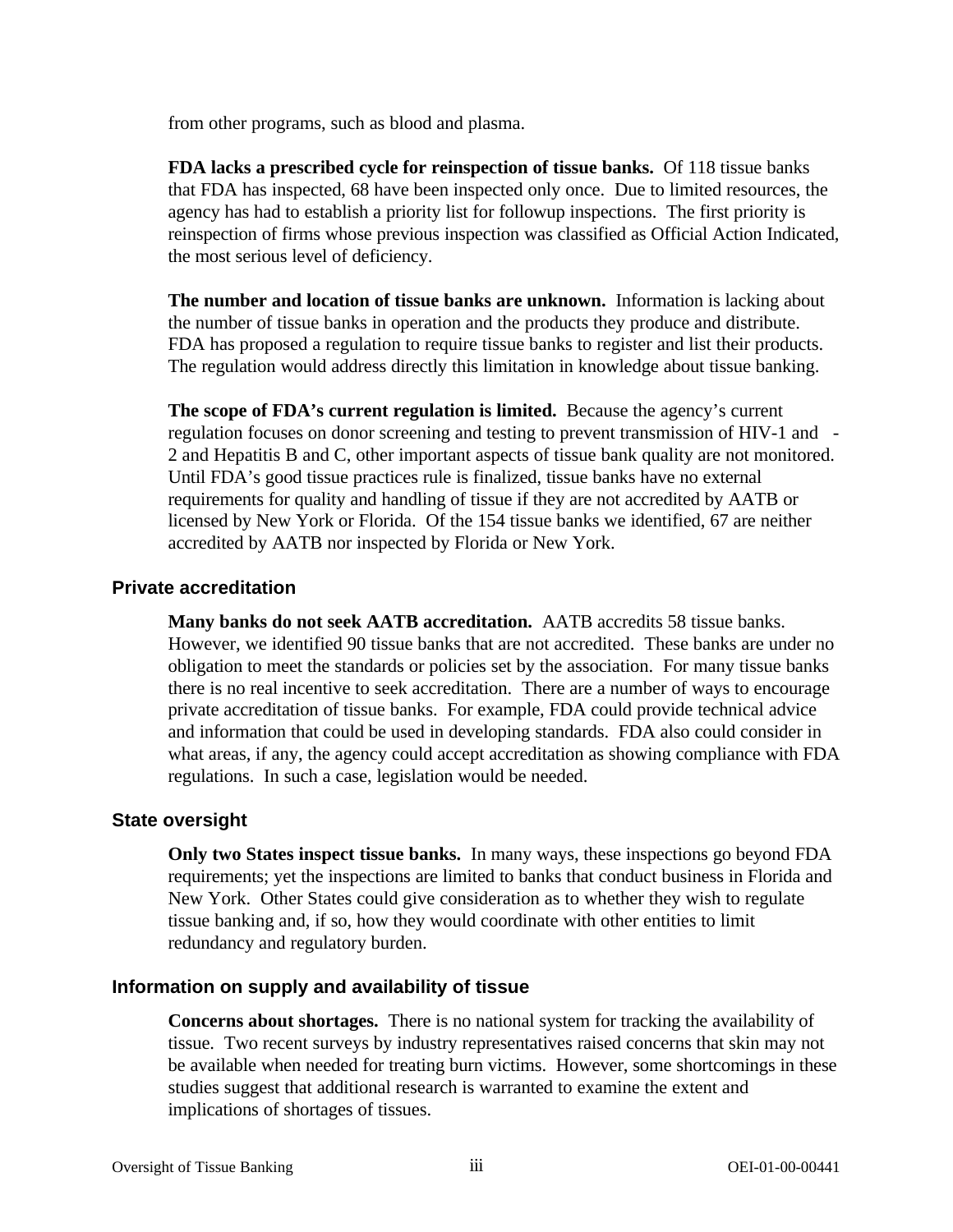from other programs, such as blood and plasma.

**FDA lacks a prescribed cycle for reinspection of tissue banks.** Of 118 tissue banks that FDA has inspected, 68 have been inspected only once. Due to limited resources, the agency has had to establish a priority list for followup inspections. The first priority is reinspection of firms whose previous inspection was classified as Official Action Indicated, the most serious level of deficiency.

**The number and location of tissue banks are unknown.** Information is lacking about the number of tissue banks in operation and the products they produce and distribute. FDA has proposed a regulation to require tissue banks to register and list their products. The regulation would address directly this limitation in knowledge about tissue banking.

**The scope of FDA's current regulation is limited.** Because the agency's current regulation focuses on donor screening and testing to prevent transmission of HIV-1 and -2 and Hepatitis B and C, other important aspects of tissue bank quality are not monitored. Until FDA's good tissue practices rule is finalized, tissue banks have no external requirements for quality and handling of tissue if they are not accredited by AATB or licensed by New York or Florida. Of the 154 tissue banks we identified, 67 are neither accredited by AATB nor inspected by Florida or New York.

### Private accreditation

**Many banks do not seek AATB accreditation.** AATB accredits 58 tissue banks. However, we identified 90 tissue banks that are not accredited. These banks are under no obligation to meet the standards or policies set by the association. For many tissue banks there is no real incentive to seek accreditation. There are a number of ways to encourage private accreditation of tissue banks. For example, FDA could provide technical advice and information that could be used in developing standards. FDA also could consider in what areas, if any, the agency could accept accreditation as showing compliance with FDA regulations. In such a case, legislation would be needed.

### State oversight

**Only two States inspect tissue banks.** In many ways, these inspections go beyond FDA requirements; yet the inspections are limited to banks that conduct business in Florida and New York. Other States could give consideration as to whether they wish to regulate tissue banking and, if so, how they would coordinate with other entities to limit redundancy and regulatory burden.

### Information on supply and availability of tissue

**Concerns about shortages.** There is no national system for tracking the availability of tissue. Two recent surveys by industry representatives raised concerns that skin may not be available when needed for treating burn victims. However, some shortcomings in these studies suggest that additional research is warranted to examine the extent and implications of shortages of tissues.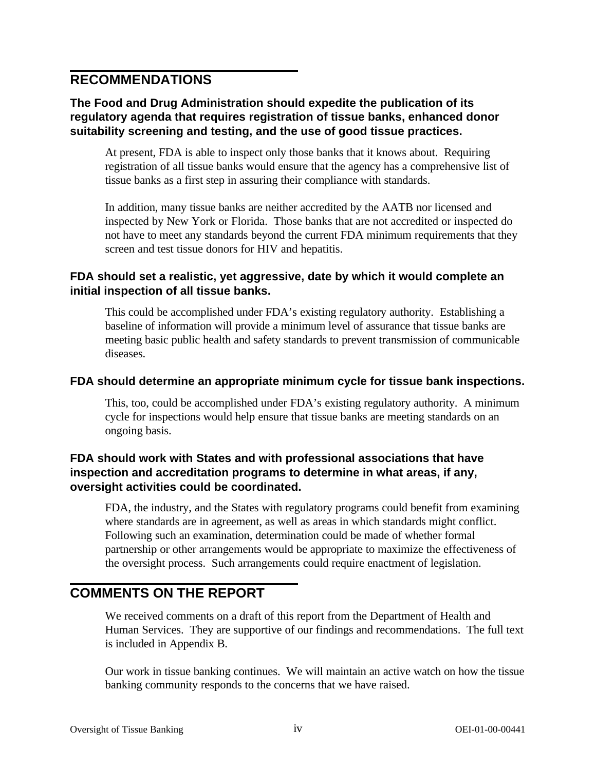## RECOMMENDATIONS

**The Food and Drug Administration should expedite the publication of its regulatory agenda that requires registration of tissue banks, enhanced donor suitability screening and testing, and the use of good tissue practices.**

At present, FDA is able to inspect only those banks that it knows about. Requiring registration of all tissue banks would ensure that the agency has a comprehensive list of tissue banks as a first step in assuring their compliance with standards.

In addition, many tissue banks are neither accredited by the AATB nor licensed and inspected by New York or Florida. Those banks that are not accredited or inspected do not have to meet any standards beyond the current FDA minimum requirements that they screen and test tissue donors for HIV and hepatitis.

**FDA should set a realistic, yet aggressive, date by which it would complete an initial inspection of all tissue banks.**

This could be accomplished under FDA's existing regulatory authority. Establishing a baseline of information will provide a minimum level of assurance that tissue banks are meeting basic public health and safety standards to prevent transmission of communicable diseases.

**FDA should determine an appropriate minimum cycle for tissue bank inspections.**

This, too, could be accomplished under FDA's existing regulatory authority. A minimum cycle for inspections would help ensure that tissue banks are meeting standards on an ongoing basis.

**FDA should work with States and with professional associations that have inspection and accreditation programs to determine in what areas, if any, oversight activities could be coordinated.**

FDA, the industry, and the States with regulatory programs could benefit from examining where standards are in agreement, as well as areas in which standards might conflict. Following such an examination, determination could be made of whether formal partnership or other arrangements would be appropriate to maximize the effectiveness of the oversight process. Such arrangements could require enactment of legislation.

## COMMENTS ON THE REPORT

We received comments on a draft of this report from the Department of Health and Human Services. They are supportive of our findings and recommendations. The full text is included in Appendix B.

Our work in tissue banking continues. We will maintain an active watch on how the tissue banking community responds to the concerns that we have raised.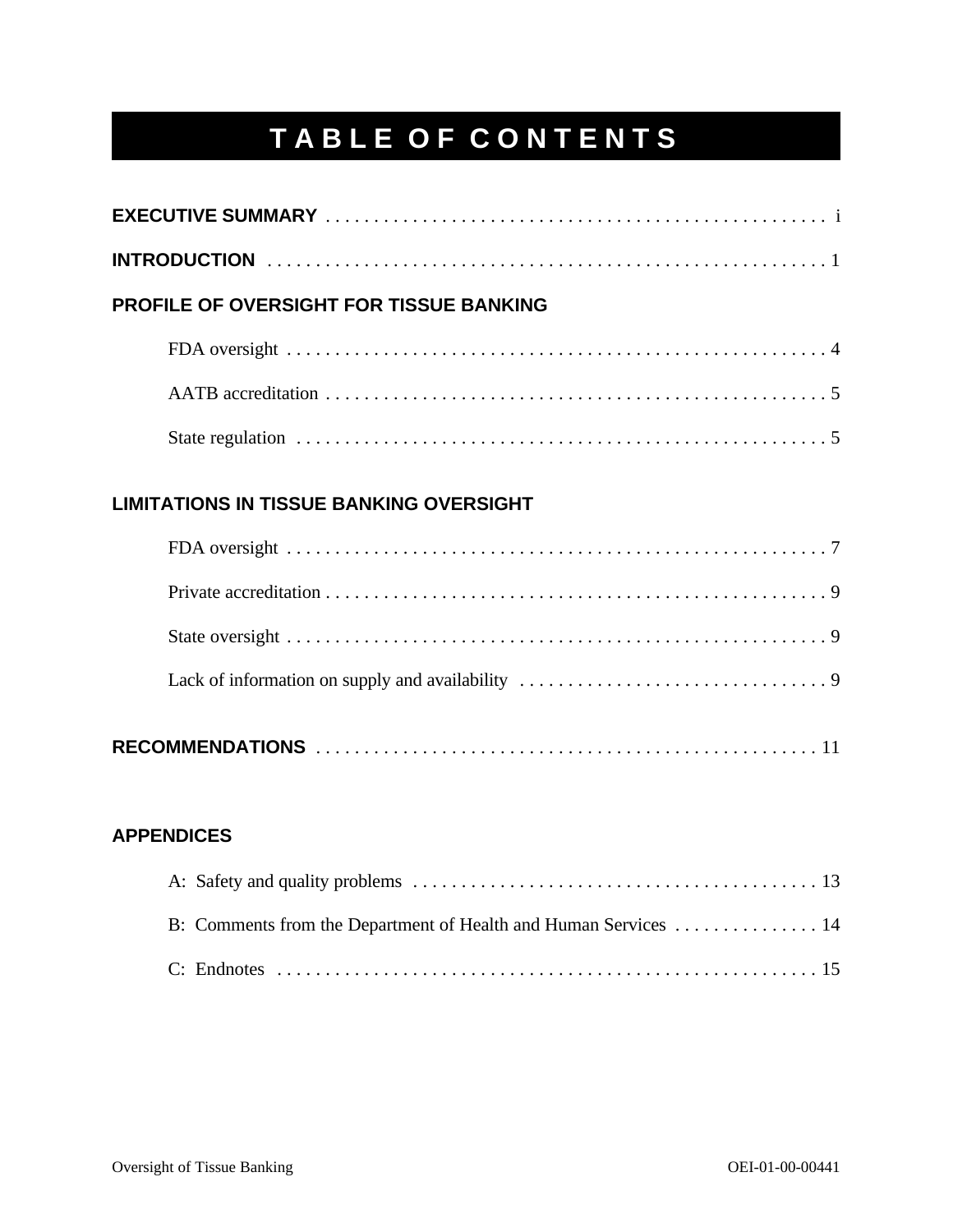# TABLE OF CONTENTS

**EXECUTIVE SUMMARY** . . . . . . . . . . . . . . . . . . . . . . . . . . . . . . . . . . . . . . . . . . . . . . . . . . . . i

**INTRODUCTION** . . . . . . . . . . . . . . . . . . . . . . . . . . . . . . . . . . . . . . . . . . . . . . . . . . . . . . . . . 1

**PROFILE OF OVERSIGHT FOR TISSUE BANKING**

- FDA oversight . . . . . . . . . . . . . . . . . . . . . . . . . . . . . . . . . . . . . . . . . . . . . . . . . . . . . . . . 4
- AATB accreditation . . . . . . . . . . . . . . . . . . . . . . . . . . . . . . . . . . . . . . . . . . . . . . . . . . . 5
- State regulation . . . . . . . . . . . . . . . . . . . . . . . . . . . . . . . . . . . . . . . . . . . . . . . . . . . . . . 5

**LIMITATIONS IN TISSUE BANKING OVERSIGHT**

- FDA oversight . . . . . . . . . . . . . . . . . . . . . . . . . . . . . . . . . . . . . . . . . . . . . . . . . . . . . . . . 7
- Private accreditation . . . . . . . . . . . . . . . . . . . . . . . . . . . . . . . . . . . . . . . . . . . . . . . . . . . 9
- State oversight . . . . . . . . . . . . . . . . . . . . . . . . . . . . . . . . . . . . . . . . . . . . . . . . . . . . . . . 9
- Lack of information on supply and availability . . . . . . . . . . . . . . . . . . . . . . . . . . . . . . . 9

**RECOMMENDATIONS** . . . . . . . . . . . . . . . . . . . . . . . . . . . . . . . . . . . . . . . . . . . . . . . . . . . . 11

**APPENDICES**

- A: Safety and quality problems . . . . . . . . . . . . . . . . . . . . . . . . . . . . . . . . . . . . . . . . . . 13
- B: Comments from the Department of Health and Human Services . . . . . . . . . . . . . . . 14
- C: Endnotes . . . . . . . . . . . . . . . . . . . . . . . . . . . . . . . . . . . . . . . . . . . . . . . . . . . . . . . . 15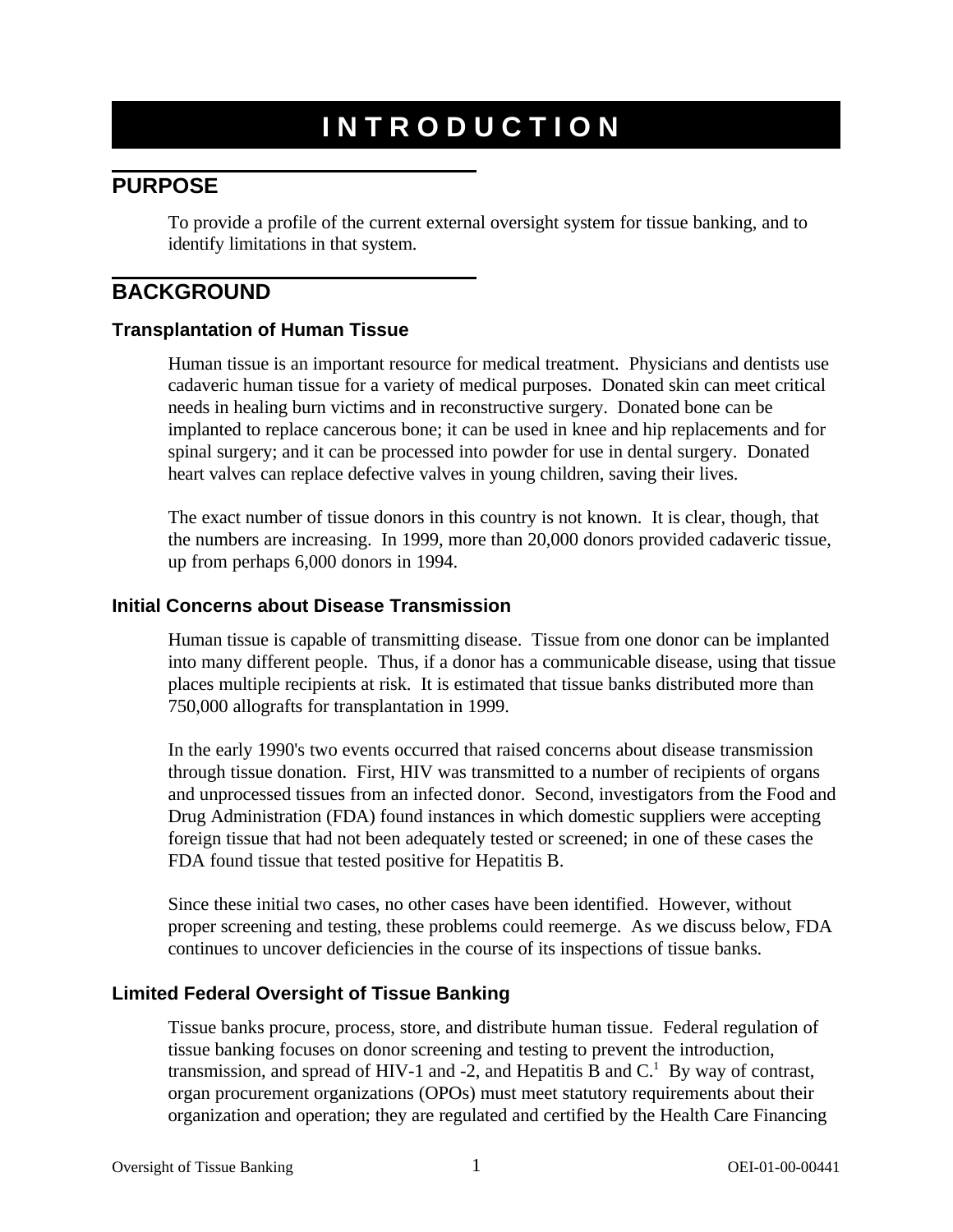# INTRODUCTION

## PURPOSE

To provide a profile of the current external oversight system for tissue banking, and to identify limitations in that system.

## BACKGROUND

### Transplantation of Human Tissue

Human tissue is an important resource for medical treatment. Physicians and dentists use cadaveric human tissue for a variety of medical purposes. Donated skin can meet critical needs in healing burn victims and in reconstructive surgery. Donated bone can be implanted to replace cancerous bone; it can be used in knee and hip replacements and for spinal surgery; and it can be processed into powder for use in dental surgery. Donated heart valves can replace defective valves in young children, saving their lives.

The exact number of tissue donors in this country is not known. It is clear, though, that the numbers are increasing. In 1999, more than 20,000 donors provided cadaveric tissue, up from perhaps 6,000 donors in 1994.

### Initial Concerns about Disease Transmission

Human tissue is capable of transmitting disease. Tissue from one donor can be implanted into many different people. Thus, if a donor has a communicable disease, using that tissue places multiple recipients at risk. It is estimated that tissue banks distributed more than 750,000 allografts for transplantation in 1999.

In the early 1990's two events occurred that raised concerns about disease transmission through tissue donation. First, HIV was transmitted to a number of recipients of organs and unprocessed tissues from an infected donor. Second, investigators from the Food and Drug Administration (FDA) found instances in which domestic suppliers were accepting foreign tissue that had not been adequately tested or screened; in one of these cases the FDA found tissue that tested positive for Hepatitis B.

Since these initial two cases, no other cases have been identified. However, without proper screening and testing, these problems could reemerge. As we discuss below, FDA continues to uncover deficiencies in the course of its inspections of tissue banks.

### Limited Federal Oversight of Tissue Banking

Tissue banks procure, process, store, and distribute human tissue. Federal regulation of tissue banking focuses on donor screening and testing to prevent the introduction, transmission, and spread of HIV-1 and -2, and Hepatitis B and C.[1] By way of contrast, organ procurement organizations (OPOs) must meet statutory requirements about their organization and operation; they are regulated and certified by the Health Care Financing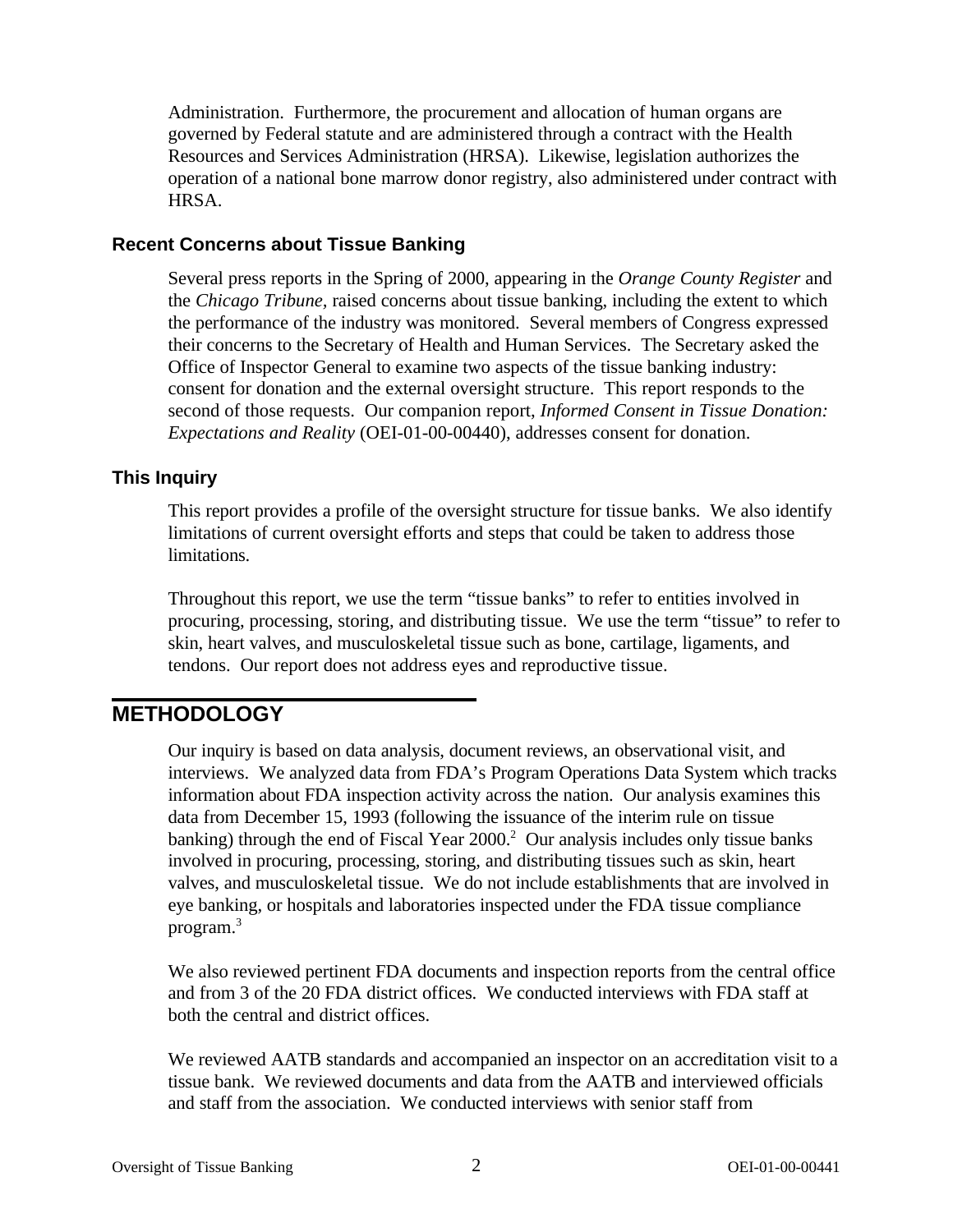Administration. Furthermore, the procurement and allocation of human organs are governed by Federal statute and are administered through a contract with the Health Resources and Services Administration (HRSA). Likewise, legislation authorizes the operation of a national bone marrow donor registry, also administered under contract with HRSA.

### Recent Concerns about Tissue Banking

Several press reports in the Spring of 2000, appearing in the *Orange County Register* and the *Chicago Tribune,* raised concerns about tissue banking, including the extent to which the performance of the industry was monitored. Several members of Congress expressed their concerns to the Secretary of Health and Human Services. The Secretary asked the Office of Inspector General to examine two aspects of the tissue banking industry: consent for donation and the external oversight structure. This report responds to the second of those requests. Our companion report, *Informed Consent in Tissue Donation: Expectations and Reality* (OEI-01-00-00440), addresses consent for donation.

### This Inquiry

This report provides a profile of the oversight structure for tissue banks. We also identify limitations of current oversight efforts and steps that could be taken to address those limitations.

Throughout this report, we use the term “tissue banks” to refer to entities involved in procuring, processing, storing, and distributing tissue. We use the term “tissue” to refer to skin, heart valves, and musculoskeletal tissue such as bone, cartilage, ligaments, and tendons. Our report does not address eyes and reproductive tissue.

## METHODOLOGY

Our inquiry is based on data analysis, document reviews, an observational visit, and interviews. We analyzed data from FDA’s Program Operations Data System which tracks information about FDA inspection activity across the nation. Our analysis examines this data from December 15, 1993 (following the issuance of the interim rule on tissue banking) through the end of Fiscal Year 2000.[2] Our analysis includes only tissue banks involved in procuring, processing, storing, and distributing tissues such as skin, heart valves, and musculoskeletal tissue. We do not include establishments that are involved in eye banking, or hospitals and laboratories inspected under the FDA tissue compliance program.[3]

We also reviewed pertinent FDA documents and inspection reports from the central office and from 3 of the 20 FDA district offices. We conducted interviews with FDA staff at both the central and district offices.

We reviewed AATB standards and accompanied an inspector on an accreditation visit to a tissue bank. We reviewed documents and data from the AATB and interviewed officials and staff from the association. We conducted interviews with senior staff from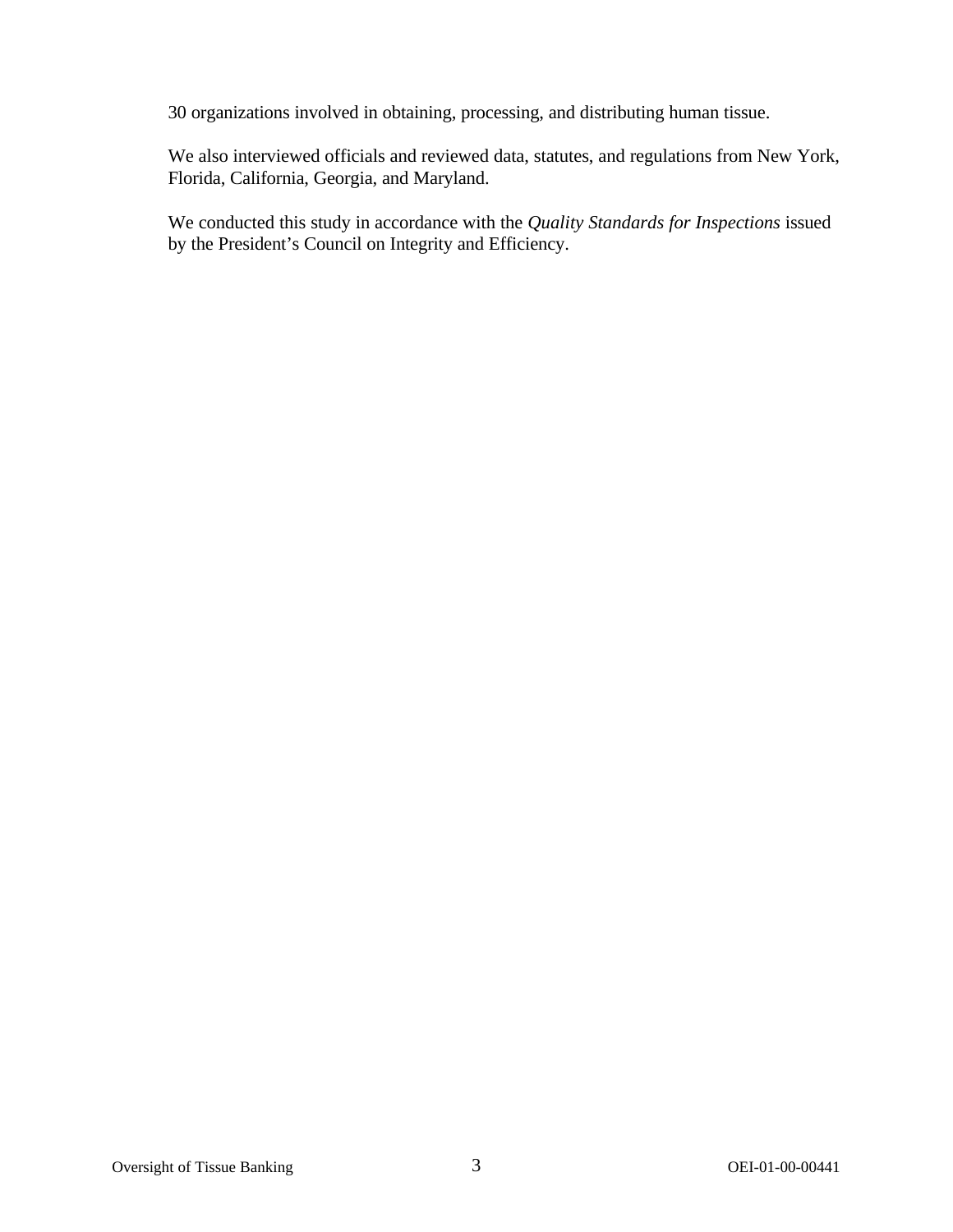30 organizations involved in obtaining, processing, and distributing human tissue.

We also interviewed officials and reviewed data, statutes, and regulations from New York, Florida, California, Georgia, and Maryland.

We conducted this study in accordance with the *Quality Standards for Inspections* issued by the President's Council on Integrity and Efficiency.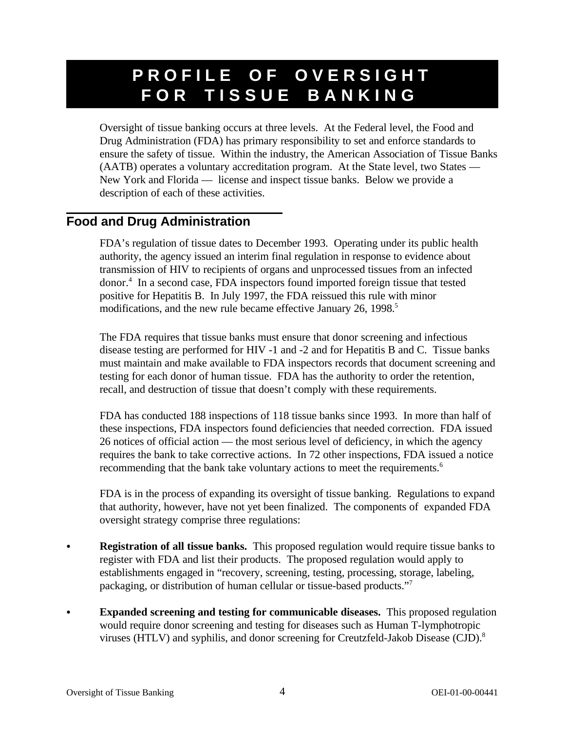# PROFILE OF OVERSIGHT FOR TISSUE BANKING

Oversight of tissue banking occurs at three levels. At the Federal level, the Food and Drug Administration (FDA) has primary responsibility to set and enforce standards to ensure the safety of tissue. Within the industry, the American Association of Tissue Banks (AATB) operates a voluntary accreditation program. At the State level, two States — New York and Florida — license and inspect tissue banks. Below we provide a description of each of these activities.

## Food and Drug Administration

FDA's regulation of tissue dates to December 1993. Operating under its public health authority, the agency issued an interim final regulation in response to evidence about transmission of HIV to recipients of organs and unprocessed tissues from an infected donor.[4] In a second case, FDA inspectors found imported foreign tissue that tested positive for Hepatitis B. In July 1997, the FDA reissued this rule with minor modifications, and the new rule became effective January 26, 1998.[5]

The FDA requires that tissue banks must ensure that donor screening and infectious disease testing are performed for HIV -1 and -2 and for Hepatitis B and C. Tissue banks must maintain and make available to FDA inspectors records that document screening and testing for each donor of human tissue. FDA has the authority to order the retention, recall, and destruction of tissue that doesn't comply with these requirements.

FDA has conducted 188 inspections of 118 tissue banks since 1993. In more than half of these inspections, FDA inspectors found deficiencies that needed correction. FDA issued 26 notices of official action — the most serious level of deficiency, in which the agency requires the bank to take corrective actions. In 72 other inspections, FDA issued a notice recommending that the bank take voluntary actions to meet the requirements.[6]

FDA is in the process of expanding its oversight of tissue banking. Regulations to expand that authority, however, have not yet been finalized. The components of expanded FDA oversight strategy comprise three regulations:

- **Registration of all tissue banks.** This proposed regulation would require tissue banks to register with FDA and list their products. The proposed regulation would apply to establishments engaged in "recovery, screening, testing, processing, storage, labeling, packaging, or distribution of human cellular or tissue-based products."[7]

- **Expanded screening and testing for communicable diseases.** This proposed regulation would require donor screening and testing for diseases such as Human T-lymphotropic viruses (HTLV) and syphilis, and donor screening for Creutzfeld-Jakob Disease (CJD).[8]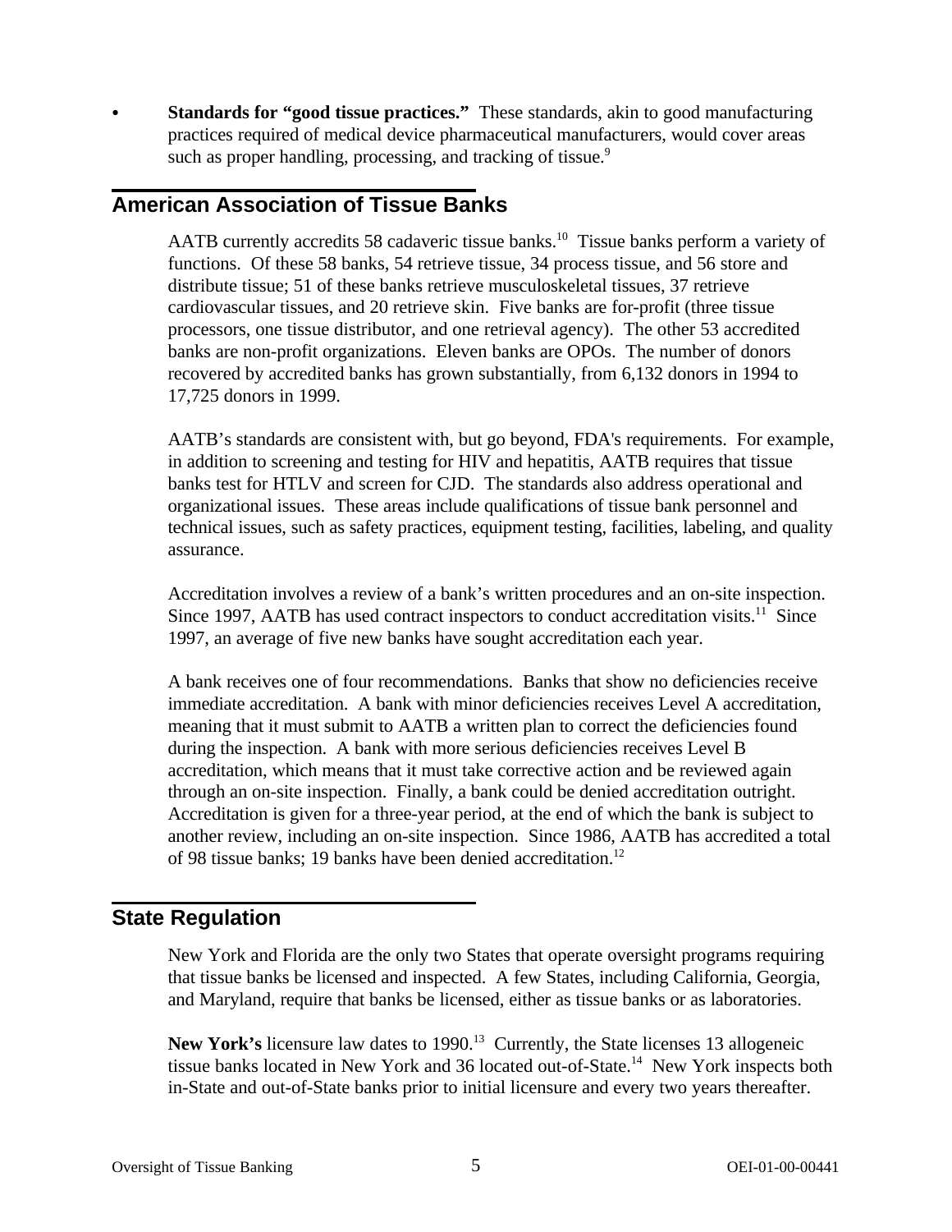- **Standards for "good tissue practices."** These standards, akin to good manufacturing practices required of medical device pharmaceutical manufacturers, would cover areas such as proper handling, processing, and tracking of tissue.[9]

## American Association of Tissue Banks

AATB currently accredits 58 cadaveric tissue banks.[10] Tissue banks perform a variety of functions. Of these 58 banks, 54 retrieve tissue, 34 process tissue, and 56 store and distribute tissue; 51 of these banks retrieve musculoskeletal tissues, 37 retrieve cardiovascular tissues, and 20 retrieve skin. Five banks are for-profit (three tissue processors, one tissue distributor, and one retrieval agency). The other 53 accredited banks are non-profit organizations. Eleven banks are OPOs. The number of donors recovered by accredited banks has grown substantially, from 6,132 donors in 1994 to 17,725 donors in 1999.

AATB's standards are consistent with, but go beyond, FDA's requirements. For example, in addition to screening and testing for HIV and hepatitis, AATB requires that tissue banks test for HTLV and screen for CJD. The standards also address operational and organizational issues. These areas include qualifications of tissue bank personnel and technical issues, such as safety practices, equipment testing, facilities, labeling, and quality assurance.

Accreditation involves a review of a bank's written procedures and an on-site inspection. Since 1997, AATB has used contract inspectors to conduct accreditation visits.[11] Since 1997, an average of five new banks have sought accreditation each year.

A bank receives one of four recommendations. Banks that show no deficiencies receive immediate accreditation. A bank with minor deficiencies receives Level A accreditation, meaning that it must submit to AATB a written plan to correct the deficiencies found during the inspection. A bank with more serious deficiencies receives Level B accreditation, which means that it must take corrective action and be reviewed again through an on-site inspection. Finally, a bank could be denied accreditation outright. Accreditation is given for a three-year period, at the end of which the bank is subject to another review, including an on-site inspection. Since 1986, AATB has accredited a total of 98 tissue banks; 19 banks have been denied accreditation.[12]

## State Regulation

New York and Florida are the only two States that operate oversight programs requiring that tissue banks be licensed and inspected. A few States, including California, Georgia, and Maryland, require that banks be licensed, either as tissue banks or as laboratories.

**New York's** licensure law dates to 1990.[13] Currently, the State licenses 13 allogeneic tissue banks located in New York and 36 located out-of-State.[14] New York inspects both in-State and out-of-State banks prior to initial licensure and every two years thereafter.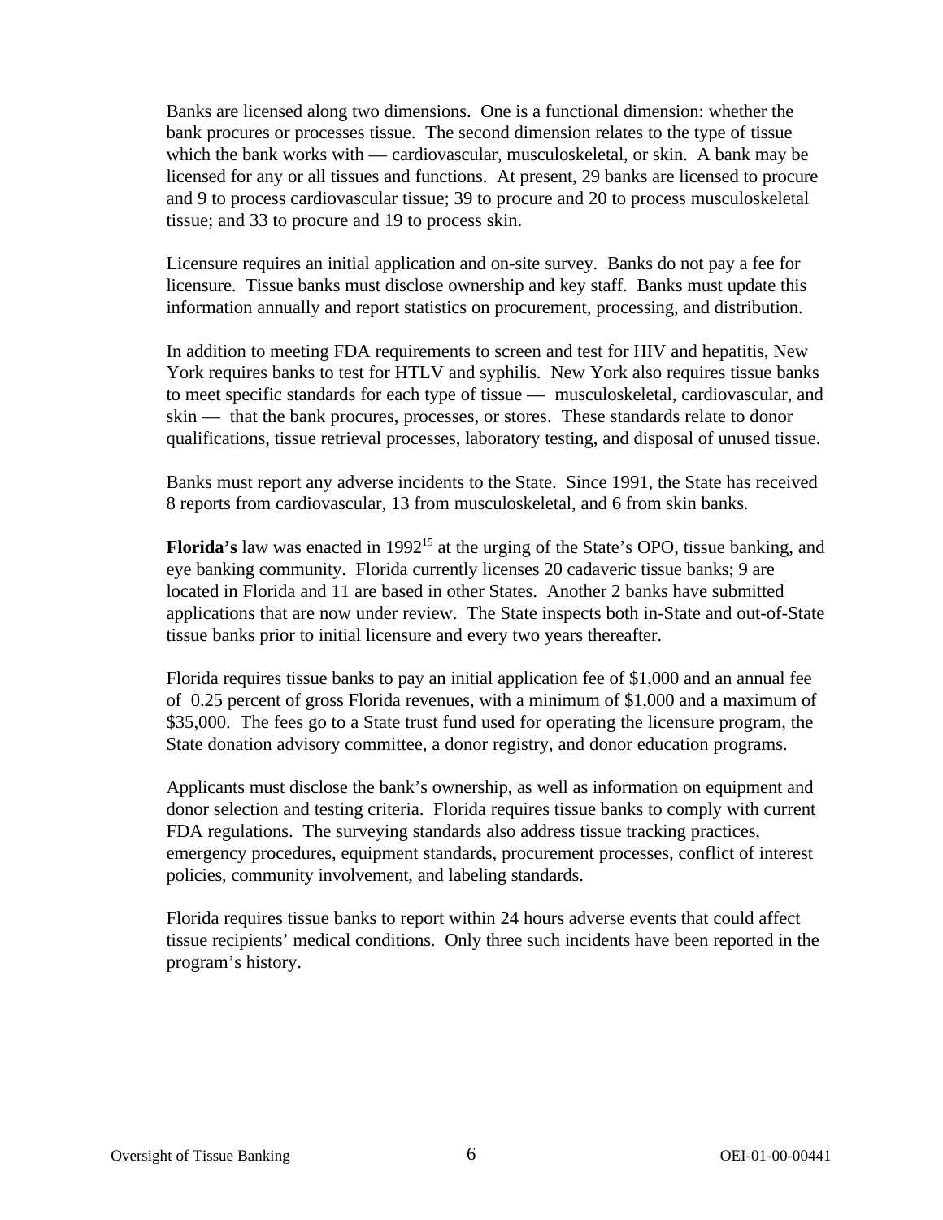Banks are licensed along two dimensions. One is a functional dimension: whether the bank procures or processes tissue. The second dimension relates to the type of tissue which the bank works with — cardiovascular, musculoskeletal, or skin. A bank may be licensed for any or all tissues and functions. At present, 29 banks are licensed to procure and 9 to process cardiovascular tissue; 39 to procure and 20 to process musculoskeletal tissue; and 33 to procure and 19 to process skin.

Licensure requires an initial application and on-site survey. Banks do not pay a fee for licensure. Tissue banks must disclose ownership and key staff. Banks must update this information annually and report statistics on procurement, processing, and distribution.

In addition to meeting FDA requirements to screen and test for HIV and hepatitis, New York requires banks to test for HTLV and syphilis. New York also requires tissue banks to meet specific standards for each type of tissue — musculoskeletal, cardiovascular, and skin — that the bank procures, processes, or stores. These standards relate to donor qualifications, tissue retrieval processes, laboratory testing, and disposal of unused tissue.

Banks must report any adverse incidents to the State. Since 1991, the State has received 8 reports from cardiovascular, 13 from musculoskeletal, and 6 from skin banks.

**Florida's** law was enacted in 1992[15] at the urging of the State's OPO, tissue banking, and eye banking community. Florida currently licenses 20 cadaveric tissue banks; 9 are located in Florida and 11 are based in other States. Another 2 banks have submitted applications that are now under review. The State inspects both in-State and out-of-State tissue banks prior to initial licensure and every two years thereafter.

Florida requires tissue banks to pay an initial application fee of $1,000 and an annual fee of 0.25 percent of gross Florida revenues, with a minimum of $1,000 and a maximum of $35,000. The fees go to a State trust fund used for operating the licensure program, the State donation advisory committee, a donor registry, and donor education programs.

Applicants must disclose the bank's ownership, as well as information on equipment and donor selection and testing criteria. Florida requires tissue banks to comply with current FDA regulations. The surveying standards also address tissue tracking practices, emergency procedures, equipment standards, procurement processes, conflict of interest policies, community involvement, and labeling standards.

Florida requires tissue banks to report within 24 hours adverse events that could affect tissue recipients' medical conditions. Only three such incidents have been reported in the program's history.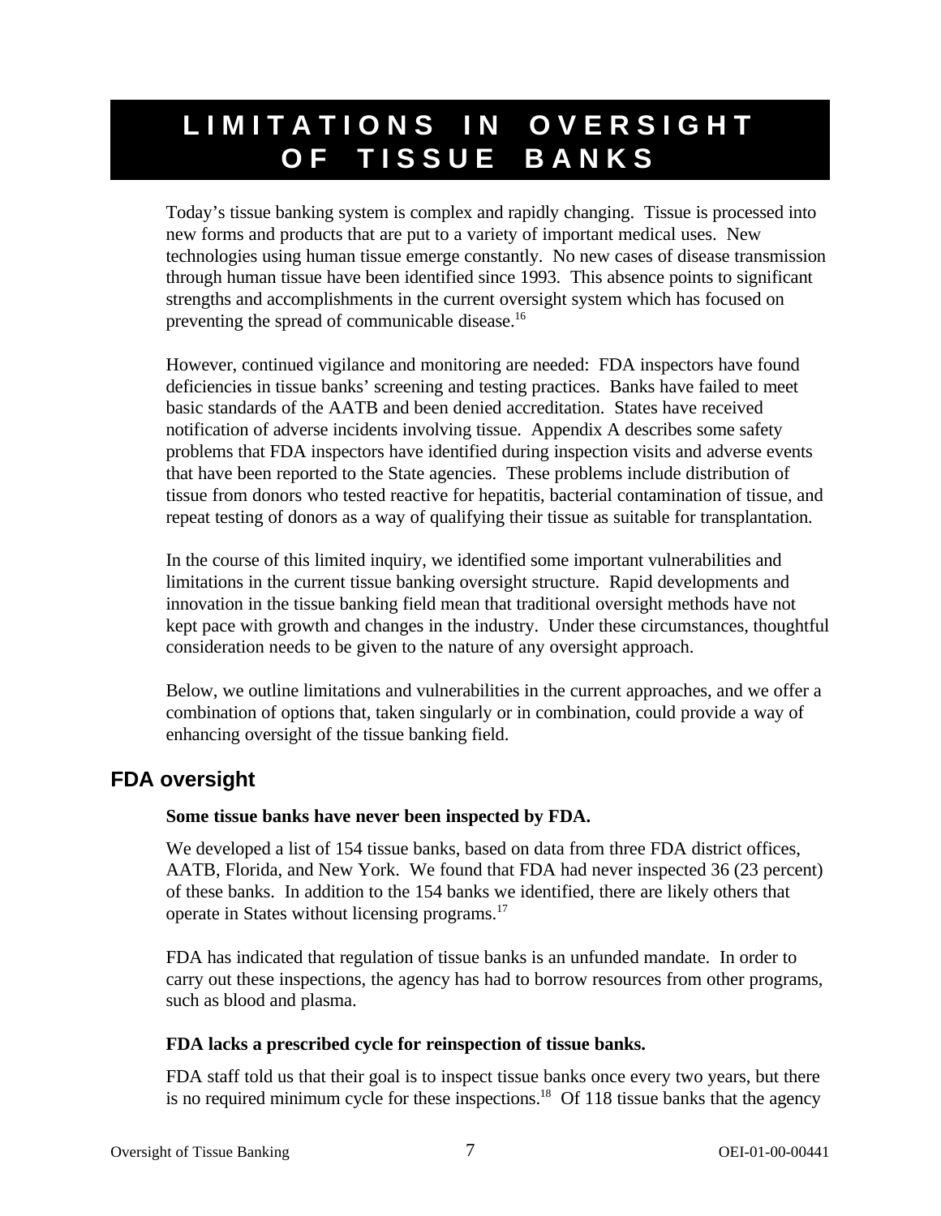# LIMITATIONS IN OVERSIGHT OF TISSUE BANKS

Today's tissue banking system is complex and rapidly changing. Tissue is processed into new forms and products that are put to a variety of important medical uses. New technologies using human tissue emerge constantly. No new cases of disease transmission through human tissue have been identified since 1993. This absence points to significant strengths and accomplishments in the current oversight system which has focused on preventing the spread of communicable disease.[16]

However, continued vigilance and monitoring are needed: FDA inspectors have found deficiencies in tissue banks' screening and testing practices. Banks have failed to meet basic standards of the AATB and been denied accreditation. States have received notification of adverse incidents involving tissue. Appendix A describes some safety problems that FDA inspectors have identified during inspection visits and adverse events that have been reported to the State agencies. These problems include distribution of tissue from donors who tested reactive for hepatitis, bacterial contamination of tissue, and repeat testing of donors as a way of qualifying their tissue as suitable for transplantation.

In the course of this limited inquiry, we identified some important vulnerabilities and limitations in the current tissue banking oversight structure. Rapid developments and innovation in the tissue banking field mean that traditional oversight methods have not kept pace with growth and changes in the industry. Under these circumstances, thoughtful consideration needs to be given to the nature of any oversight approach.

Below, we outline limitations and vulnerabilities in the current approaches, and we offer a combination of options that, taken singularly or in combination, could provide a way of enhancing oversight of the tissue banking field.

## FDA oversight

**Some tissue banks have never been inspected by FDA.**

We developed a list of 154 tissue banks, based on data from three FDA district offices, AATB, Florida, and New York. We found that FDA had never inspected 36 (23 percent) of these banks. In addition to the 154 banks we identified, there are likely others that operate in States without licensing programs.[17]

FDA has indicated that regulation of tissue banks is an unfunded mandate. In order to carry out these inspections, the agency has had to borrow resources from other programs, such as blood and plasma.

**FDA lacks a prescribed cycle for reinspection of tissue banks.**

FDA staff told us that their goal is to inspect tissue banks once every two years, but there is no required minimum cycle for these inspections.[18] Of 118 tissue banks that the agency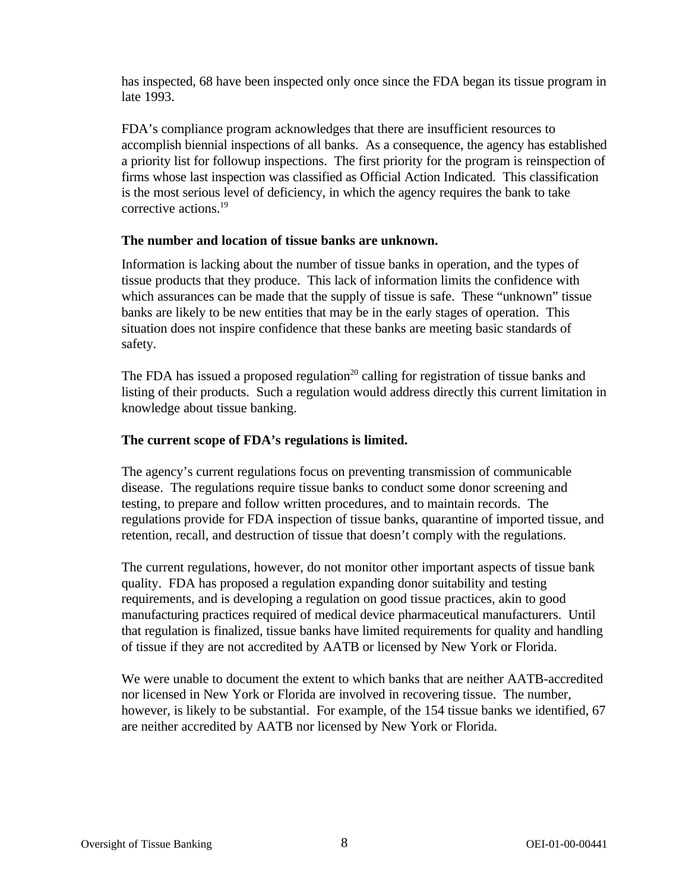has inspected, 68 have been inspected only once since the FDA began its tissue program in late 1993.

FDA's compliance program acknowledges that there are insufficient resources to accomplish biennial inspections of all banks. As a consequence, the agency has established a priority list for followup inspections. The first priority for the program is reinspection of firms whose last inspection was classified as Official Action Indicated. This classification is the most serious level of deficiency, in which the agency requires the bank to take corrective actions.[19]

**The number and location of tissue banks are unknown.**

Information is lacking about the number of tissue banks in operation, and the types of tissue products that they produce. This lack of information limits the confidence with which assurances can be made that the supply of tissue is safe. These "unknown" tissue banks are likely to be new entities that may be in the early stages of operation. This situation does not inspire confidence that these banks are meeting basic standards of safety.

The FDA has issued a proposed regulation[20] calling for registration of tissue banks and listing of their products. Such a regulation would address directly this current limitation in knowledge about tissue banking.

**The current scope of FDA's regulations is limited.**

The agency's current regulations focus on preventing transmission of communicable disease. The regulations require tissue banks to conduct some donor screening and testing, to prepare and follow written procedures, and to maintain records. The regulations provide for FDA inspection of tissue banks, quarantine of imported tissue, and retention, recall, and destruction of tissue that doesn't comply with the regulations.

The current regulations, however, do not monitor other important aspects of tissue bank quality. FDA has proposed a regulation expanding donor suitability and testing requirements, and is developing a regulation on good tissue practices, akin to good manufacturing practices required of medical device pharmaceutical manufacturers. Until that regulation is finalized, tissue banks have limited requirements for quality and handling of tissue if they are not accredited by AATB or licensed by New York or Florida.

We were unable to document the extent to which banks that are neither AATB-accredited nor licensed in New York or Florida are involved in recovering tissue. The number, however, is likely to be substantial. For example, of the 154 tissue banks we identified, 67 are neither accredited by AATB nor licensed by New York or Florida.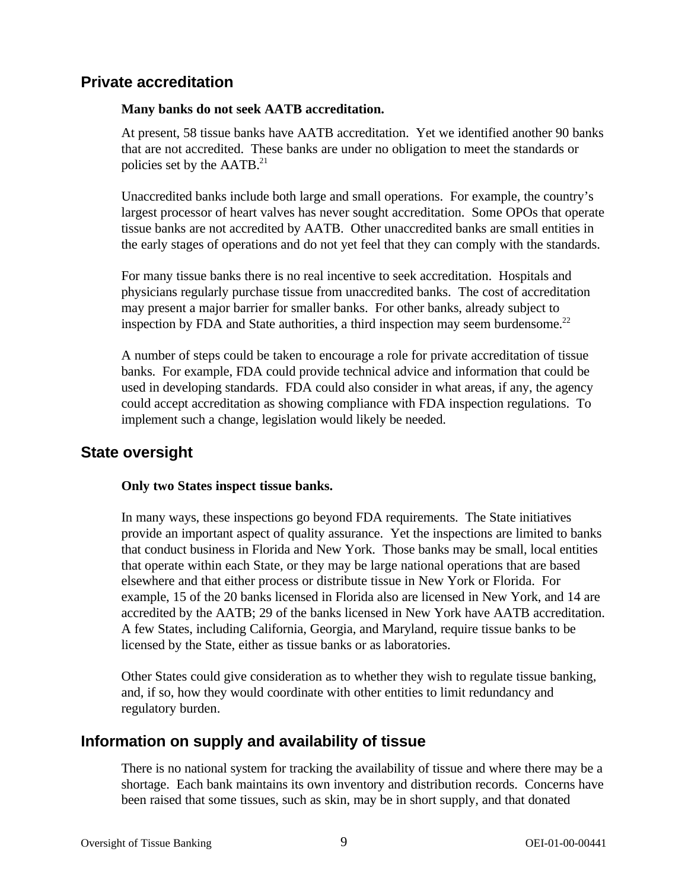## Private accreditation

**Many banks do not seek AATB accreditation.**

At present, 58 tissue banks have AATB accreditation. Yet we identified another 90 banks that are not accredited. These banks are under no obligation to meet the standards or policies set by the AATB.[21]

Unaccredited banks include both large and small operations. For example, the country's largest processor of heart valves has never sought accreditation. Some OPOs that operate tissue banks are not accredited by AATB. Other unaccredited banks are small entities in the early stages of operations and do not yet feel that they can comply with the standards.

For many tissue banks there is no real incentive to seek accreditation. Hospitals and physicians regularly purchase tissue from unaccredited banks. The cost of accreditation may present a major barrier for smaller banks. For other banks, already subject to inspection by FDA and State authorities, a third inspection may seem burdensome.[22]

A number of steps could be taken to encourage a role for private accreditation of tissue banks. For example, FDA could provide technical advice and information that could be used in developing standards. FDA could also consider in what areas, if any, the agency could accept accreditation as showing compliance with FDA inspection regulations. To implement such a change, legislation would likely be needed.

## State oversight

**Only two States inspect tissue banks.**

In many ways, these inspections go beyond FDA requirements. The State initiatives provide an important aspect of quality assurance. Yet the inspections are limited to banks that conduct business in Florida and New York. Those banks may be small, local entities that operate within each State, or they may be large national operations that are based elsewhere and that either process or distribute tissue in New York or Florida. For example, 15 of the 20 banks licensed in Florida also are licensed in New York, and 14 are accredited by the AATB; 29 of the banks licensed in New York have AATB accreditation. A few States, including California, Georgia, and Maryland, require tissue banks to be licensed by the State, either as tissue banks or as laboratories.

Other States could give consideration as to whether they wish to regulate tissue banking, and, if so, how they would coordinate with other entities to limit redundancy and regulatory burden.

## Information on supply and availability of tissue

There is no national system for tracking the availability of tissue and where there may be a shortage. Each bank maintains its own inventory and distribution records. Concerns have been raised that some tissues, such as skin, may be in short supply, and that donated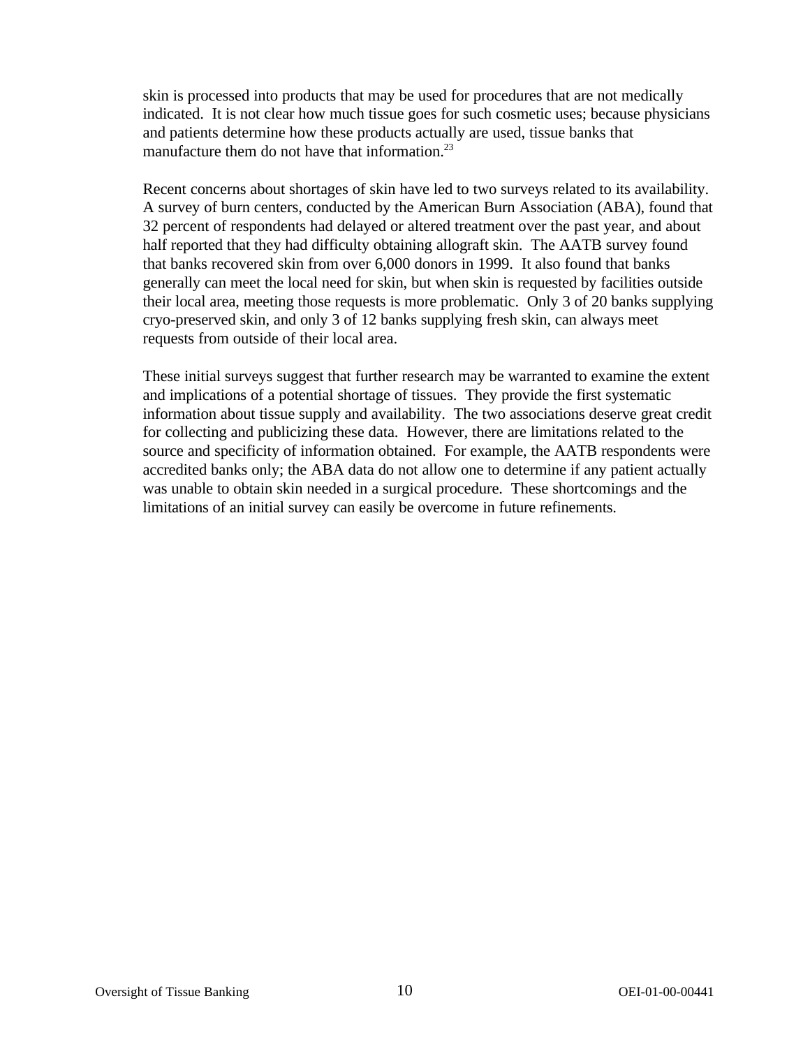skin is processed into products that may be used for procedures that are not medically indicated. It is not clear how much tissue goes for such cosmetic uses; because physicians and patients determine how these products actually are used, tissue banks that manufacture them do not have that information.[23]

Recent concerns about shortages of skin have led to two surveys related to its availability. A survey of burn centers, conducted by the American Burn Association (ABA), found that 32 percent of respondents had delayed or altered treatment over the past year, and about half reported that they had difficulty obtaining allograft skin. The AATB survey found that banks recovered skin from over 6,000 donors in 1999. It also found that banks generally can meet the local need for skin, but when skin is requested by facilities outside their local area, meeting those requests is more problematic. Only 3 of 20 banks supplying cryo-preserved skin, and only 3 of 12 banks supplying fresh skin, can always meet requests from outside of their local area.

These initial surveys suggest that further research may be warranted to examine the extent and implications of a potential shortage of tissues. They provide the first systematic information about tissue supply and availability. The two associations deserve great credit for collecting and publicizing these data. However, there are limitations related to the source and specificity of information obtained. For example, the AATB respondents were accredited banks only; the ABA data do not allow one to determine if any patient actually was unable to obtain skin needed in a surgical procedure. These shortcomings and the limitations of an initial survey can easily be overcome in future refinements.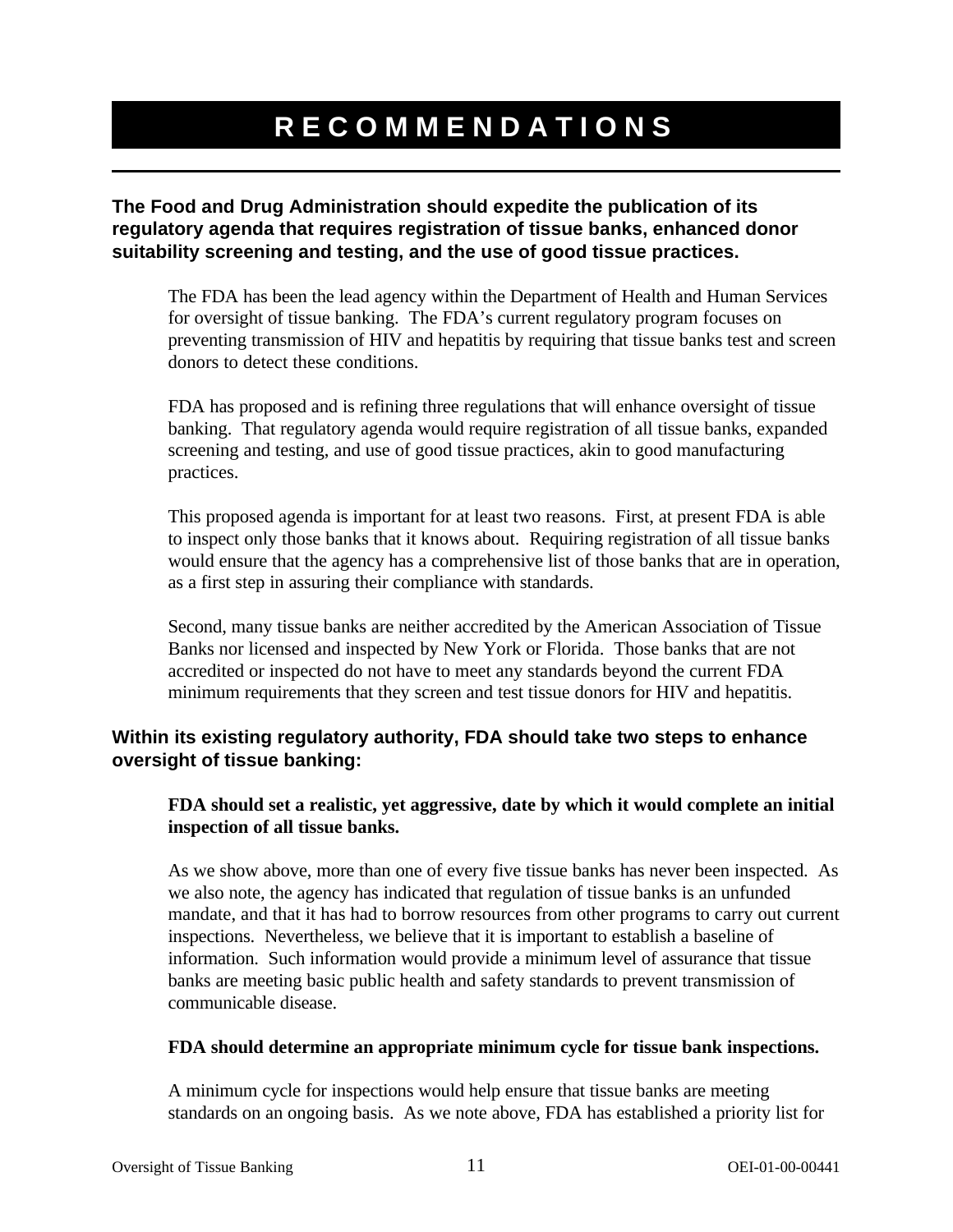# RECOMMENDATIONS

### The Food and Drug Administration should expedite the publication of its regulatory agenda that requires registration of tissue banks, enhanced donor suitability screening and testing, and the use of good tissue practices.

The FDA has been the lead agency within the Department of Health and Human Services for oversight of tissue banking. The FDA's current regulatory program focuses on preventing transmission of HIV and hepatitis by requiring that tissue banks test and screen donors to detect these conditions.

FDA has proposed and is refining three regulations that will enhance oversight of tissue banking. That regulatory agenda would require registration of all tissue banks, expanded screening and testing, and use of good tissue practices, akin to good manufacturing practices.

This proposed agenda is important for at least two reasons. First, at present FDA is able to inspect only those banks that it knows about. Requiring registration of all tissue banks would ensure that the agency has a comprehensive list of those banks that are in operation, as a first step in assuring their compliance with standards.

Second, many tissue banks are neither accredited by the American Association of Tissue Banks nor licensed and inspected by New York or Florida. Those banks that are not accredited or inspected do not have to meet any standards beyond the current FDA minimum requirements that they screen and test tissue donors for HIV and hepatitis.

### Within its existing regulatory authority, FDA should take two steps to enhance oversight of tissue banking:

**FDA should set a realistic, yet aggressive, date by which it would complete an initial inspection of all tissue banks.**

As we show above, more than one of every five tissue banks has never been inspected. As we also note, the agency has indicated that regulation of tissue banks is an unfunded mandate, and that it has had to borrow resources from other programs to carry out current inspections. Nevertheless, we believe that it is important to establish a baseline of information. Such information would provide a minimum level of assurance that tissue banks are meeting basic public health and safety standards to prevent transmission of communicable disease.

**FDA should determine an appropriate minimum cycle for tissue bank inspections.**

A minimum cycle for inspections would help ensure that tissue banks are meeting standards on an ongoing basis. As we note above, FDA has established a priority list for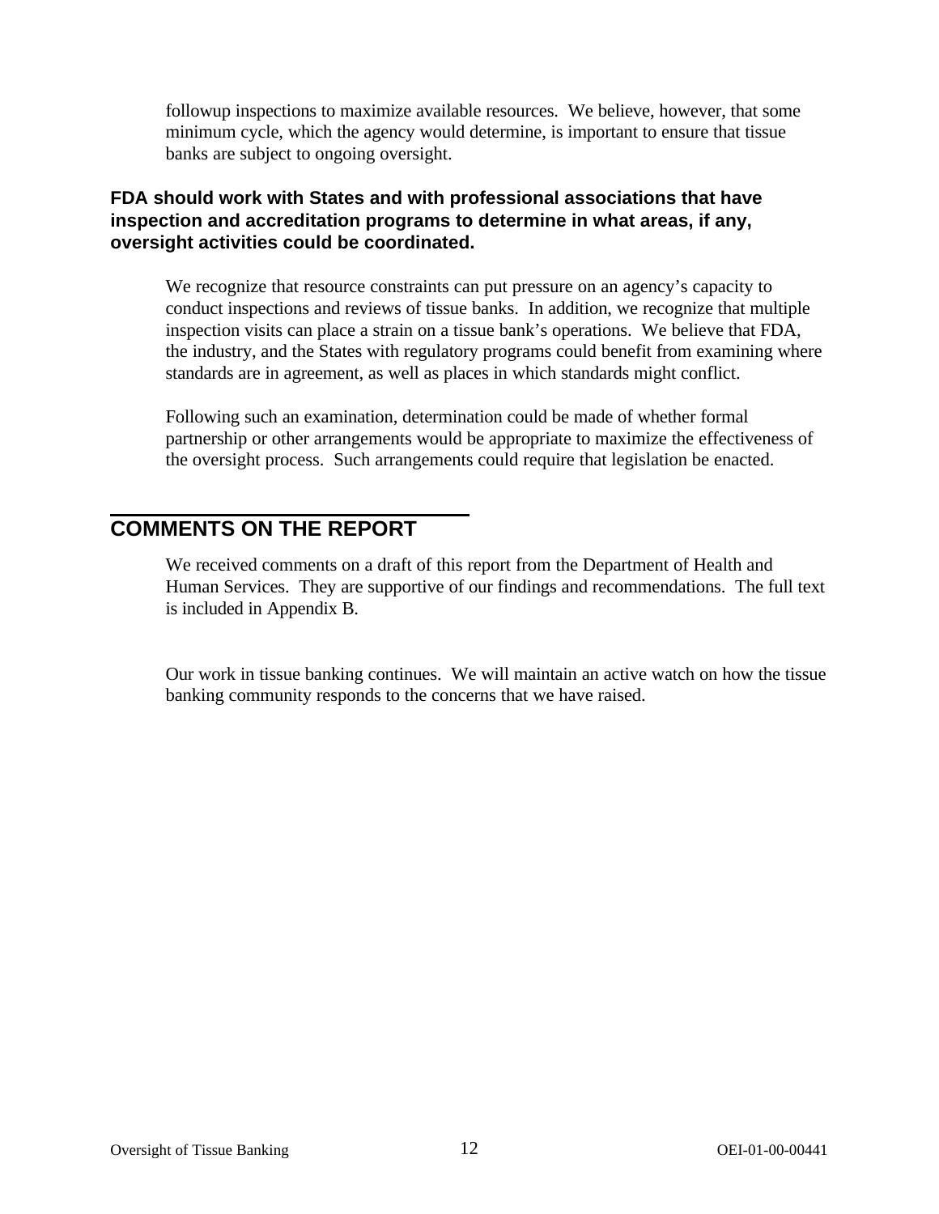followup inspections to maximize available resources. We believe, however, that some minimum cycle, which the agency would determine, is important to ensure that tissue banks are subject to ongoing oversight.

**FDA should work with States and with professional associations that have inspection and accreditation programs to determine in what areas, if any, oversight activities could be coordinated.**

We recognize that resource constraints can put pressure on an agency's capacity to conduct inspections and reviews of tissue banks. In addition, we recognize that multiple inspection visits can place a strain on a tissue bank's operations. We believe that FDA, the industry, and the States with regulatory programs could benefit from examining where standards are in agreement, as well as places in which standards might conflict.

Following such an examination, determination could be made of whether formal partnership or other arrangements would be appropriate to maximize the effectiveness of the oversight process. Such arrangements could require that legislation be enacted.

## COMMENTS ON THE REPORT

We received comments on a draft of this report from the Department of Health and Human Services. They are supportive of our findings and recommendations. The full text is included in Appendix B.

Our work in tissue banking continues. We will maintain an active watch on how the tissue banking community responds to the concerns that we have raised.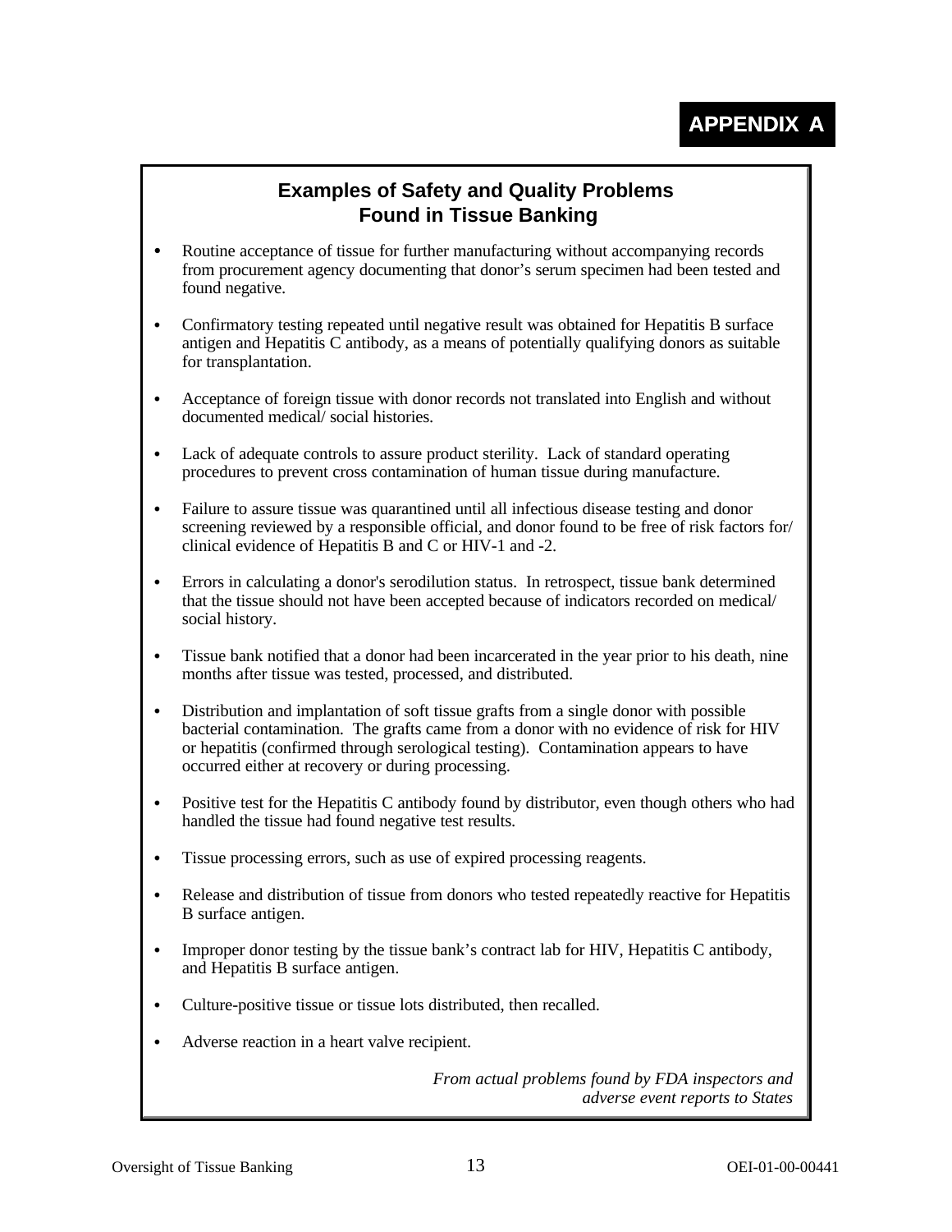# APPENDIX A

## Examples of Safety and Quality Problems Found in Tissue Banking

- Routine acceptance of tissue for further manufacturing without accompanying records from procurement agency documenting that donor's serum specimen had been tested and found negative.
- Confirmatory testing repeated until negative result was obtained for Hepatitis B surface antigen and Hepatitis C antibody, as a means of potentially qualifying donors as suitable for transplantation.
- Acceptance of foreign tissue with donor records not translated into English and without documented medical/ social histories.
- Lack of adequate controls to assure product sterility. Lack of standard operating procedures to prevent cross contamination of human tissue during manufacture.
- Failure to assure tissue was quarantined until all infectious disease testing and donor screening reviewed by a responsible official, and donor found to be free of risk factors for/ clinical evidence of Hepatitis B and C or HIV-1 and -2.
- Errors in calculating a donor's serodilution status. In retrospect, tissue bank determined that the tissue should not have been accepted because of indicators recorded on medical/ social history.
- Tissue bank notified that a donor had been incarcerated in the year prior to his death, nine months after tissue was tested, processed, and distributed.
- Distribution and implantation of soft tissue grafts from a single donor with possible bacterial contamination. The grafts came from a donor with no evidence of risk for HIV or hepatitis (confirmed through serological testing). Contamination appears to have occurred either at recovery or during processing.
- Positive test for the Hepatitis C antibody found by distributor, even though others who had handled the tissue had found negative test results.
- Tissue processing errors, such as use of expired processing reagents.
- Release and distribution of tissue from donors who tested repeatedly reactive for Hepatitis B surface antigen.
- Improper donor testing by the tissue bank's contract lab for HIV, Hepatitis C antibody, and Hepatitis B surface antigen.
- Culture-positive tissue or tissue lots distributed, then recalled.
- Adverse reaction in a heart valve recipient.

*From actual problems found by FDA inspectors and adverse event reports to States*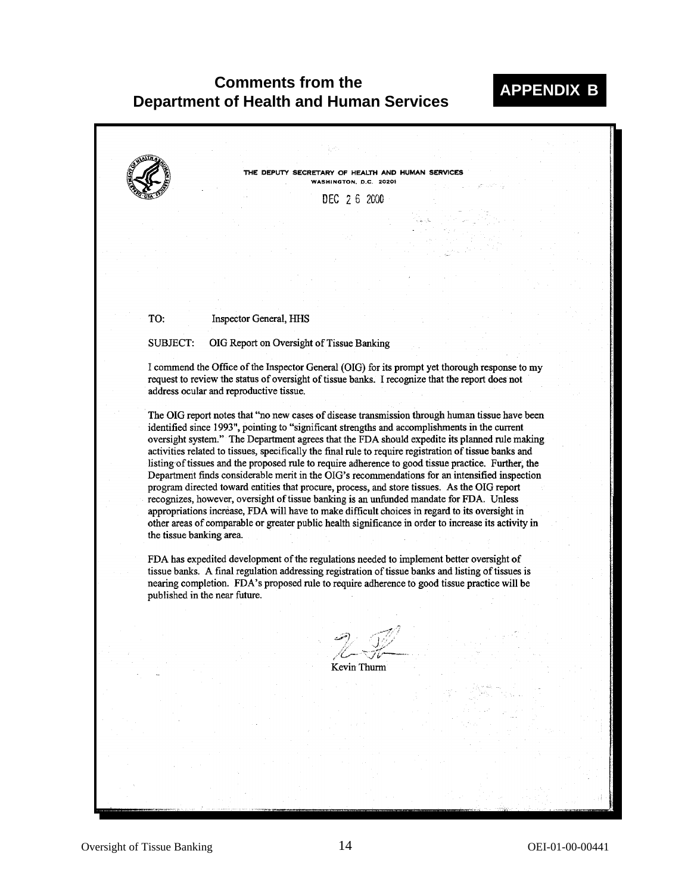# Comments from the Department of Health and Human Services

**APPENDIX B**

THE DEPUTY SECRETARY OF HEALTH AND HUMAN SERVICES
WASHINGTON, D.C. 20201

DEC 26 2000

TO: Inspector General, HHS

SUBJECT: OIG Report on Oversight of Tissue Banking

I commend the Office of the Inspector General (OIG) for its prompt yet thorough response to my request to review the status of oversight of tissue banks. I recognize that the report does not address ocular and reproductive tissue.

The OIG report notes that "no new cases of disease transmission through human tissue have been identified since 1993", pointing to "significant strengths and accomplishments in the current oversight system." The Department agrees that the FDA should expedite its planned rule making activities related to tissues, specifically the final rule to require registration of tissue banks and listing of tissues and the proposed rule to require adherence to good tissue practice. Further, the Department finds considerable merit in the OIG's recommendations for an intensified inspection program directed toward entities that procure, process, and store tissues. As the OIG report recognizes, however, oversight of tissue banking is an unfunded mandate for FDA. Unless appropriations increase, FDA will have to make difficult choices in regard to its oversight in other areas of comparable or greater public health significance in order to increase its activity in the tissue banking area.

FDA has expedited development of the regulations needed to implement better oversight of tissue banks. A final regulation addressing registration of tissue banks and listing of tissues is nearing completion. FDA's proposed rule to require adherence to good tissue practice will be published in the near future.

Kevin Thurm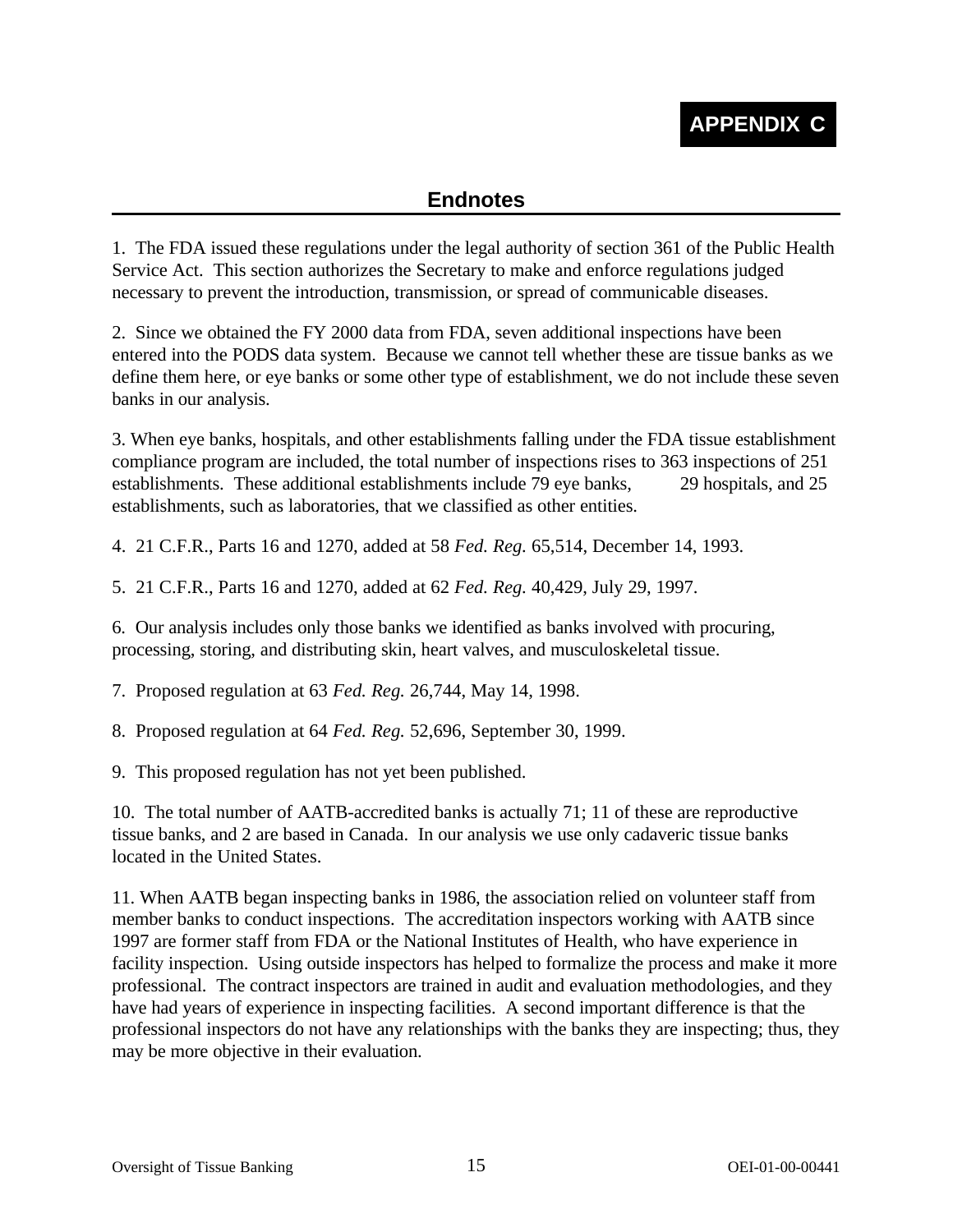# APPENDIX C

## Endnotes

1. The FDA issued these regulations under the legal authority of section 361 of the Public Health Service Act. This section authorizes the Secretary to make and enforce regulations judged necessary to prevent the introduction, transmission, or spread of communicable diseases.

2. Since we obtained the FY 2000 data from FDA, seven additional inspections have been entered into the PODS data system. Because we cannot tell whether these are tissue banks as we define them here, or eye banks or some other type of establishment, we do not include these seven banks in our analysis.

3. When eye banks, hospitals, and other establishments falling under the FDA tissue establishment compliance program are included, the total number of inspections rises to 363 inspections of 251 establishments. These additional establishments include 79 eye banks, 29 hospitals, and 25 establishments, such as laboratories, that we classified as other entities.

4. 21 C.F.R., Parts 16 and 1270, added at 58 *Fed. Reg.* 65,514, December 14, 1993.

5. 21 C.F.R., Parts 16 and 1270, added at 62 *Fed. Reg.* 40,429, July 29, 1997.

6. Our analysis includes only those banks we identified as banks involved with procuring, processing, storing, and distributing skin, heart valves, and musculoskeletal tissue.

7. Proposed regulation at 63 *Fed. Reg.* 26,744, May 14, 1998.

8. Proposed regulation at 64 *Fed. Reg.* 52,696, September 30, 1999.

9. This proposed regulation has not yet been published.

10. The total number of AATB-accredited banks is actually 71; 11 of these are reproductive tissue banks, and 2 are based in Canada. In our analysis we use only cadaveric tissue banks located in the United States.

11. When AATB began inspecting banks in 1986, the association relied on volunteer staff from member banks to conduct inspections. The accreditation inspectors working with AATB since 1997 are former staff from FDA or the National Institutes of Health, who have experience in facility inspection. Using outside inspectors has helped to formalize the process and make it more professional. The contract inspectors are trained in audit and evaluation methodologies, and they have had years of experience in inspecting facilities. A second important difference is that the professional inspectors do not have any relationships with the banks they are inspecting; thus, they may be more objective in their evaluation.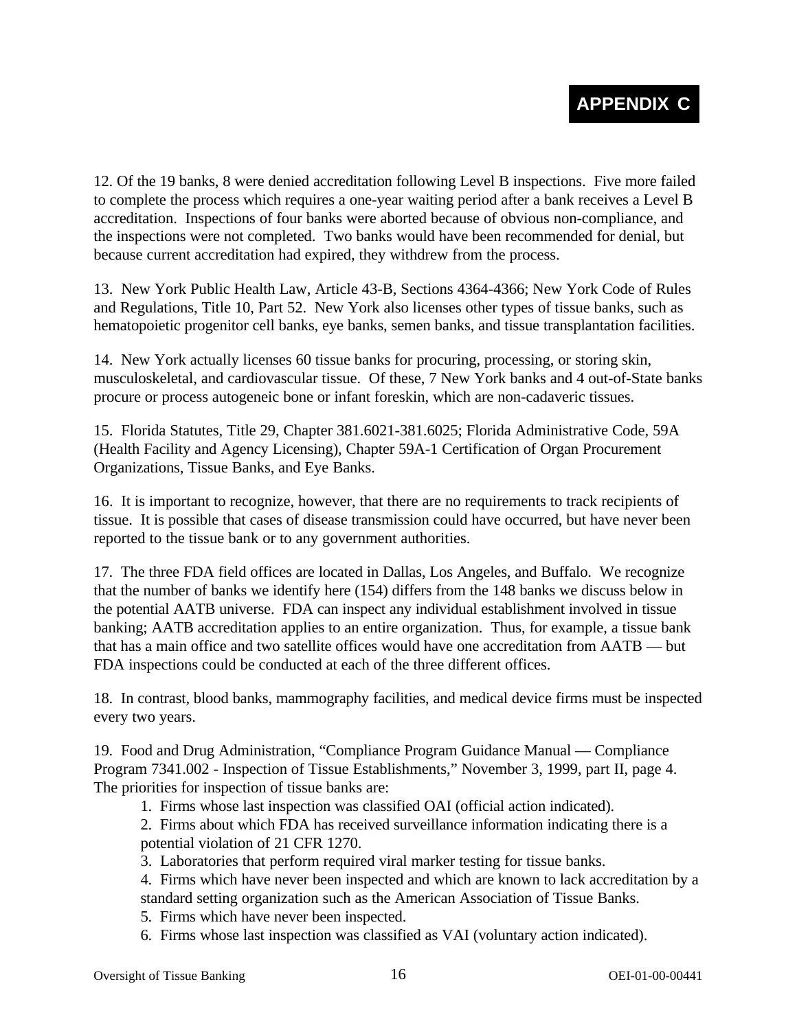# APPENDIX C

12. Of the 19 banks, 8 were denied accreditation following Level B inspections. Five more failed to complete the process which requires a one-year waiting period after a bank receives a Level B accreditation. Inspections of four banks were aborted because of obvious non-compliance, and the inspections were not completed. Two banks would have been recommended for denial, but because current accreditation had expired, they withdrew from the process.

13. New York Public Health Law, Article 43-B, Sections 4364-4366; New York Code of Rules and Regulations, Title 10, Part 52. New York also licenses other types of tissue banks, such as hematopoietic progenitor cell banks, eye banks, semen banks, and tissue transplantation facilities.

14. New York actually licenses 60 tissue banks for procuring, processing, or storing skin, musculoskeletal, and cardiovascular tissue. Of these, 7 New York banks and 4 out-of-State banks procure or process autogeneic bone or infant foreskin, which are non-cadaveric tissues.

15. Florida Statutes, Title 29, Chapter 381.6021-381.6025; Florida Administrative Code, 59A (Health Facility and Agency Licensing), Chapter 59A-1 Certification of Organ Procurement Organizations, Tissue Banks, and Eye Banks.

16. It is important to recognize, however, that there are no requirements to track recipients of tissue. It is possible that cases of disease transmission could have occurred, but have never been reported to the tissue bank or to any government authorities.

17. The three FDA field offices are located in Dallas, Los Angeles, and Buffalo. We recognize that the number of banks we identify here (154) differs from the 148 banks we discuss below in the potential AATB universe. FDA can inspect any individual establishment involved in tissue banking; AATB accreditation applies to an entire organization. Thus, for example, a tissue bank that has a main office and two satellite offices would have one accreditation from AATB — but FDA inspections could be conducted at each of the three different offices.

18. In contrast, blood banks, mammography facilities, and medical device firms must be inspected every two years.

19. Food and Drug Administration, "Compliance Program Guidance Manual — Compliance Program 7341.002 - Inspection of Tissue Establishments," November 3, 1999, part II, page 4. The priorities for inspection of tissue banks are:

1. Firms whose last inspection was classified OAI (official action indicated).
2. Firms about which FDA has received surveillance information indicating there is a potential violation of 21 CFR 1270.
3. Laboratories that perform required viral marker testing for tissue banks.
4. Firms which have never been inspected and which are known to lack accreditation by a standard setting organization such as the American Association of Tissue Banks.
5. Firms which have never been inspected.
6. Firms whose last inspection was classified as VAI (voluntary action indicated).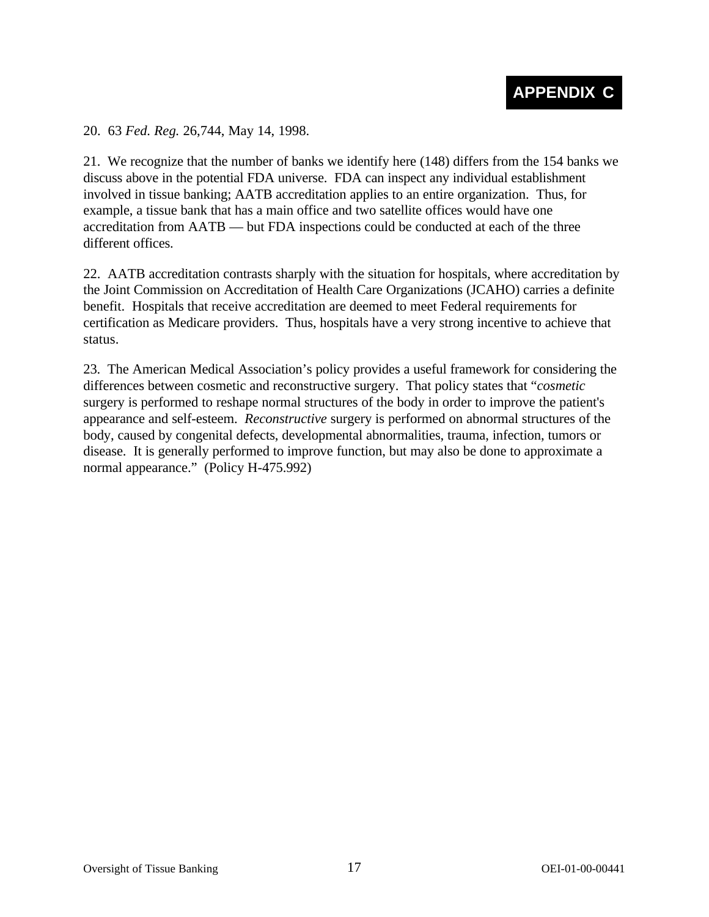# APPENDIX C

20. 63 *Fed. Reg.* 26,744, May 14, 1998.

21. We recognize that the number of banks we identify here (148) differs from the 154 banks we discuss above in the potential FDA universe. FDA can inspect any individual establishment involved in tissue banking; AATB accreditation applies to an entire organization. Thus, for example, a tissue bank that has a main office and two satellite offices would have one accreditation from AATB — but FDA inspections could be conducted at each of the three different offices.

22. AATB accreditation contrasts sharply with the situation for hospitals, where accreditation by the Joint Commission on Accreditation of Health Care Organizations (JCAHO) carries a definite benefit. Hospitals that receive accreditation are deemed to meet Federal requirements for certification as Medicare providers. Thus, hospitals have a very strong incentive to achieve that status.

23. The American Medical Association's policy provides a useful framework for considering the differences between cosmetic and reconstructive surgery. That policy states that "*cosmetic* surgery is performed to reshape normal structures of the body in order to improve the patient's appearance and self-esteem. *Reconstructive* surgery is performed on abnormal structures of the body, caused by congenital defects, developmental abnormalities, trauma, infection, tumors or disease. It is generally performed to improve function, but may also be done to approximate a normal appearance." (Policy H-475.992)